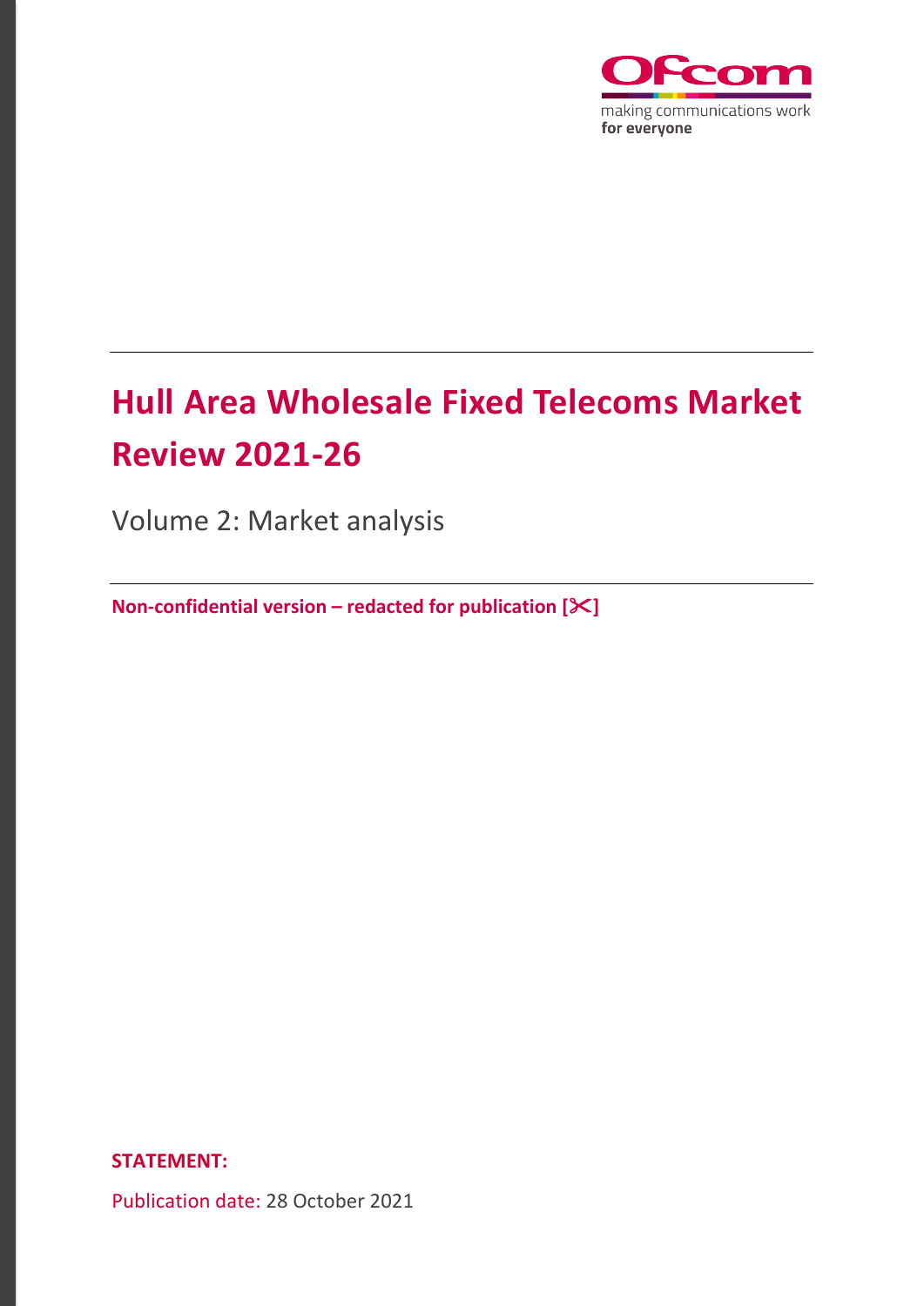making communications work
**for everyone**

# Hull Area Wholesale Fixed Telecoms Market Review 2021-26

Volume 2: Market analysis

**Non-confidential version – redacted for publication [✂]**

**STATEMENT:**

Publication date: 28 October 2021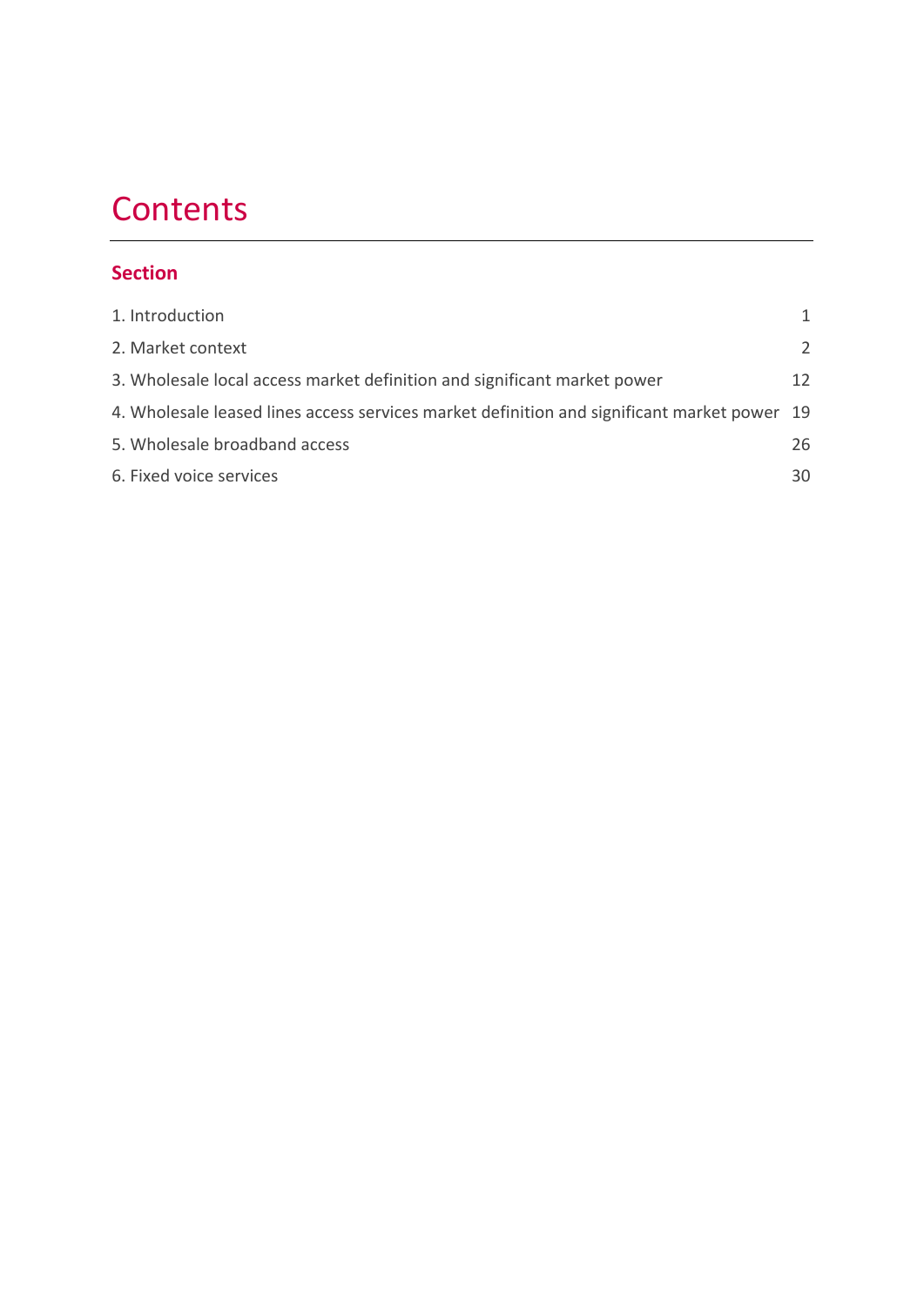# Contents

## Section

| | |
|---|---|
| 1. Introduction | 1 |
| 2. Market context | 2 |
| 3. Wholesale local access market definition and significant market power | 12 |
| 4. Wholesale leased lines access services market definition and significant market power | 19 |
| 5. Wholesale broadband access | 26 |
| 6. Fixed voice services | 30 |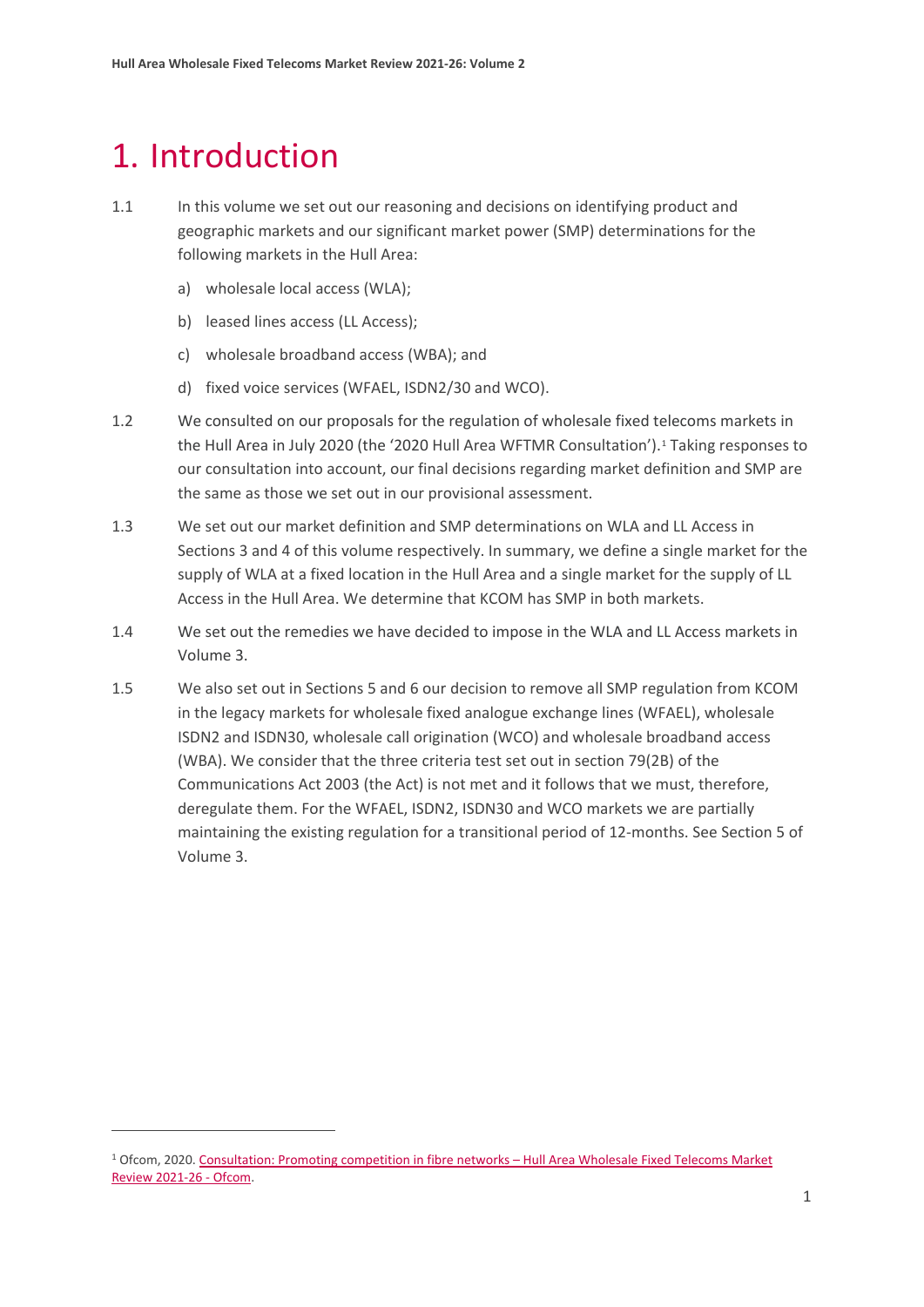# 1. Introduction

1.1 In this volume we set out our reasoning and decisions on identifying product and geographic markets and our significant market power (SMP) determinations for the following markets in the Hull Area:

a) wholesale local access (WLA);

b) leased lines access (LL Access);

c) wholesale broadband access (WBA); and

d) fixed voice services (WFAEL, ISDN2/30 and WCO).

1.2 We consulted on our proposals for the regulation of wholesale fixed telecoms markets in the Hull Area in July 2020 (the '2020 Hull Area WFTMR Consultation').[1] Taking responses to our consultation into account, our final decisions regarding market definition and SMP are the same as those we set out in our provisional assessment.

1.3 We set out our market definition and SMP determinations on WLA and LL Access in Sections 3 and 4 of this volume respectively. In summary, we define a single market for the supply of WLA at a fixed location in the Hull Area and a single market for the supply of LL Access in the Hull Area. We determine that KCOM has SMP in both markets.

1.4 We set out the remedies we have decided to impose in the WLA and LL Access markets in Volume 3.

1.5 We also set out in Sections 5 and 6 our decision to remove all SMP regulation from KCOM in the legacy markets for wholesale fixed analogue exchange lines (WFAEL), wholesale ISDN2 and ISDN30, wholesale call origination (WCO) and wholesale broadband access (WBA). We consider that the three criteria test set out in section 79(2B) of the Communications Act 2003 (the Act) is not met and it follows that we must, therefore, deregulate them. For the WFAEL, ISDN2, ISDN30 and WCO markets we are partially maintaining the existing regulation for a transitional period of 12-months. See Section 5 of Volume 3.

[1] Ofcom, 2020. Consultation: Promoting competition in fibre networks – Hull Area Wholesale Fixed Telecoms Market Review 2021-26 - Ofcom.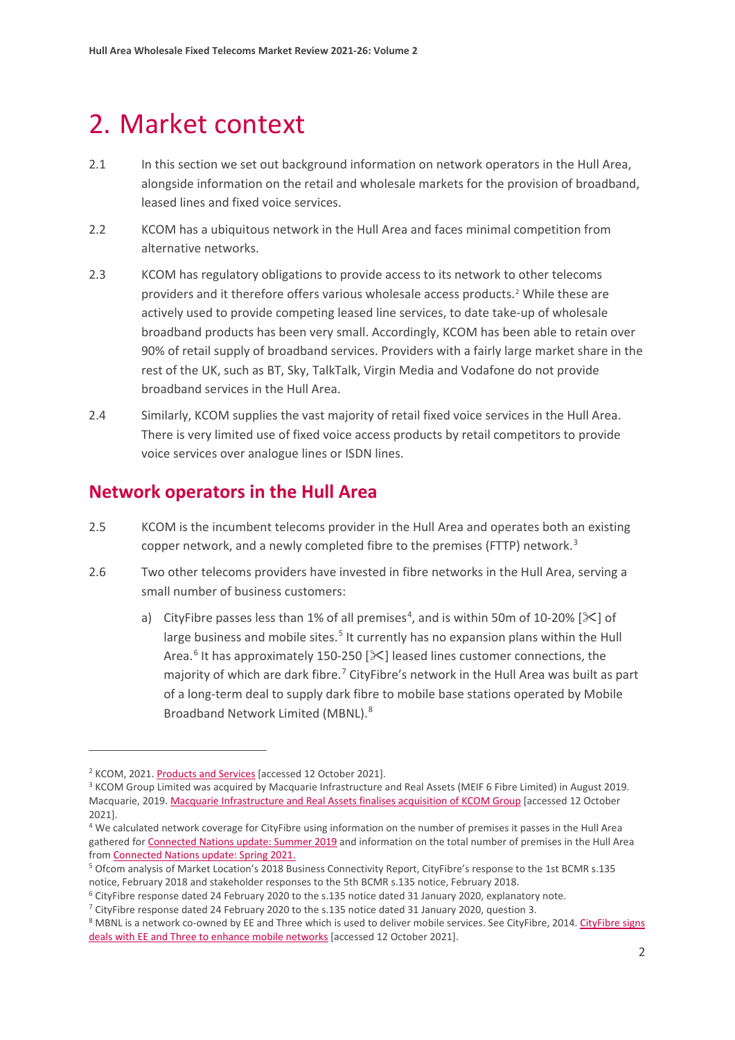# 2. Market context

2.1 In this section we set out background information on network operators in the Hull Area, alongside information on the retail and wholesale markets for the provision of broadband, leased lines and fixed voice services.

2.2 KCOM has a ubiquitous network in the Hull Area and faces minimal competition from alternative networks.

2.3 KCOM has regulatory obligations to provide access to its network to other telecoms providers and it therefore offers various wholesale access products.[2] While these are actively used to provide competing leased line services, to date take-up of wholesale broadband products has been very small. Accordingly, KCOM has been able to retain over 90% of retail supply of broadband services. Providers with a fairly large market share in the rest of the UK, such as BT, Sky, TalkTalk, Virgin Media and Vodafone do not provide broadband services in the Hull Area.

2.4 Similarly, KCOM supplies the vast majority of retail fixed voice services in the Hull Area. There is very limited use of fixed voice access products by retail competitors to provide voice services over analogue lines or ISDN lines.

## Network operators in the Hull Area

2.5 KCOM is the incumbent telecoms provider in the Hull Area and operates both an existing copper network, and a newly completed fibre to the premises (FTTP) network.[3]

2.6 Two other telecoms providers have invested in fibre networks in the Hull Area, serving a small number of business customers:

a) CityFibre passes less than 1% of all premises[4], and is within 50m of 10-20% [✂] of large business and mobile sites.[5] It currently has no expansion plans within the Hull Area.[6] It has approximately 150-250 [✂] leased lines customer connections, the majority of which are dark fibre.[7] CityFibre's network in the Hull Area was built as part of a long-term deal to supply dark fibre to mobile base stations operated by Mobile Broadband Network Limited (MBNL).[8]

---

[2] KCOM, 2021. Products and Services [accessed 12 October 2021].

[3] KCOM Group Limited was acquired by Macquarie Infrastructure and Real Assets (MEIF 6 Fibre Limited) in August 2019. Macquarie, 2019. Macquarie Infrastructure and Real Assets finalises acquisition of KCOM Group [accessed 12 October 2021].

[4] We calculated network coverage for CityFibre using information on the number of premises it passes in the Hull Area gathered for Connected Nations update: Summer 2019 and information on the total number of premises in the Hull Area from Connected Nations update: Spring 2021.

[5] Ofcom analysis of Market Location's 2018 Business Connectivity Report, CityFibre's response to the 1st BCMR s.135 notice, February 2018 and stakeholder responses to the 5th BCMR s.135 notice, February 2018.

[6] CityFibre response dated 24 February 2020 to the s.135 notice dated 31 January 2020, explanatory note.

[7] CityFibre response dated 24 February 2020 to the s.135 notice dated 31 January 2020, question 3.

[8] MBNL is a network co-owned by EE and Three which is used to deliver mobile services. See CityFibre, 2014. CityFibre signs deals with EE and Three to enhance mobile networks [accessed 12 October 2021].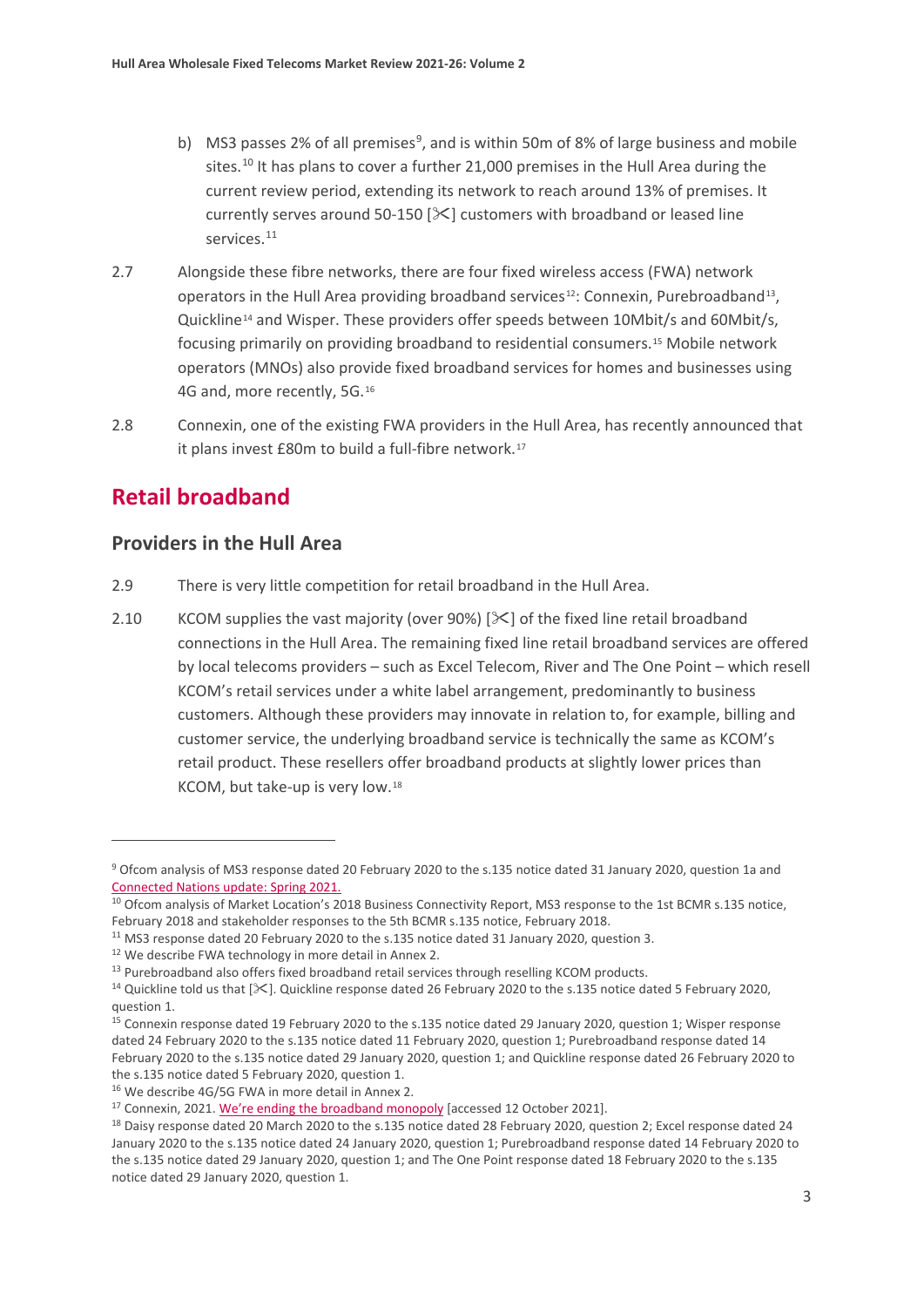b) MS3 passes 2% of all premises[9], and is within 50m of 8% of large business and mobile sites.[10] It has plans to cover a further 21,000 premises in the Hull Area during the current review period, extending its network to reach around 13% of premises. It currently serves around 50-150 [✂] customers with broadband or leased line services.[11]

2.7 Alongside these fibre networks, there are four fixed wireless access (FWA) network operators in the Hull Area providing broadband services[12]: Connexin, Purebroadband[13], Quickline[14] and Wisper. These providers offer speeds between 10Mbit/s and 60Mbit/s, focusing primarily on providing broadband to residential consumers.[15] Mobile network operators (MNOs) also provide fixed broadband services for homes and businesses using 4G and, more recently, 5G.[16]

2.8 Connexin, one of the existing FWA providers in the Hull Area, has recently announced that it plans invest £80m to build a full-fibre network.[17]

## Retail broadband

### Providers in the Hull Area

2.9 There is very little competition for retail broadband in the Hull Area.

2.10 KCOM supplies the vast majority (over 90%) [✂] of the fixed line retail broadband connections in the Hull Area. The remaining fixed line retail broadband services are offered by local telecoms providers – such as Excel Telecom, River and The One Point – which resell KCOM's retail services under a white label arrangement, predominantly to business customers. Although these providers may innovate in relation to, for example, billing and customer service, the underlying broadband service is technically the same as KCOM's retail product. These resellers offer broadband products at slightly lower prices than KCOM, but take-up is very low.[18]

---

[9] Ofcom analysis of MS3 response dated 20 February 2020 to the s.135 notice dated 31 January 2020, question 1a and Connected Nations update: Spring 2021.

[10] Ofcom analysis of Market Location's 2018 Business Connectivity Report, MS3 response to the 1st BCMR s.135 notice, February 2018 and stakeholder responses to the 5th BCMR s.135 notice, February 2018.

[11] MS3 response dated 20 February 2020 to the s.135 notice dated 31 January 2020, question 3.

[12] We describe FWA technology in more detail in Annex 2.

[13] Purebroadband also offers fixed broadband retail services through reselling KCOM products.

[14] Quickline told us that [✂]. Quickline response dated 26 February 2020 to the s.135 notice dated 5 February 2020, question 1.

[15] Connexin response dated 19 February 2020 to the s.135 notice dated 29 January 2020, question 1; Wisper response dated 24 February 2020 to the s.135 notice dated 11 February 2020, question 1; Purebroadband response dated 14 February 2020 to the s.135 notice dated 29 January 2020, question 1; and Quickline response dated 26 February 2020 to the s.135 notice dated 5 February 2020, question 1.

[16] We describe 4G/5G FWA in more detail in Annex 2.

[17] Connexin, 2021. We're ending the broadband monopoly [accessed 12 October 2021].

[18] Daisy response dated 20 March 2020 to the s.135 notice dated 28 February 2020, question 2; Excel response dated 24 January 2020 to the s.135 notice dated 24 January 2020, question 1; Purebroadband response dated 14 February 2020 to the s.135 notice dated 29 January 2020, question 1; and The One Point response dated 18 February 2020 to the s.135 notice dated 29 January 2020, question 1.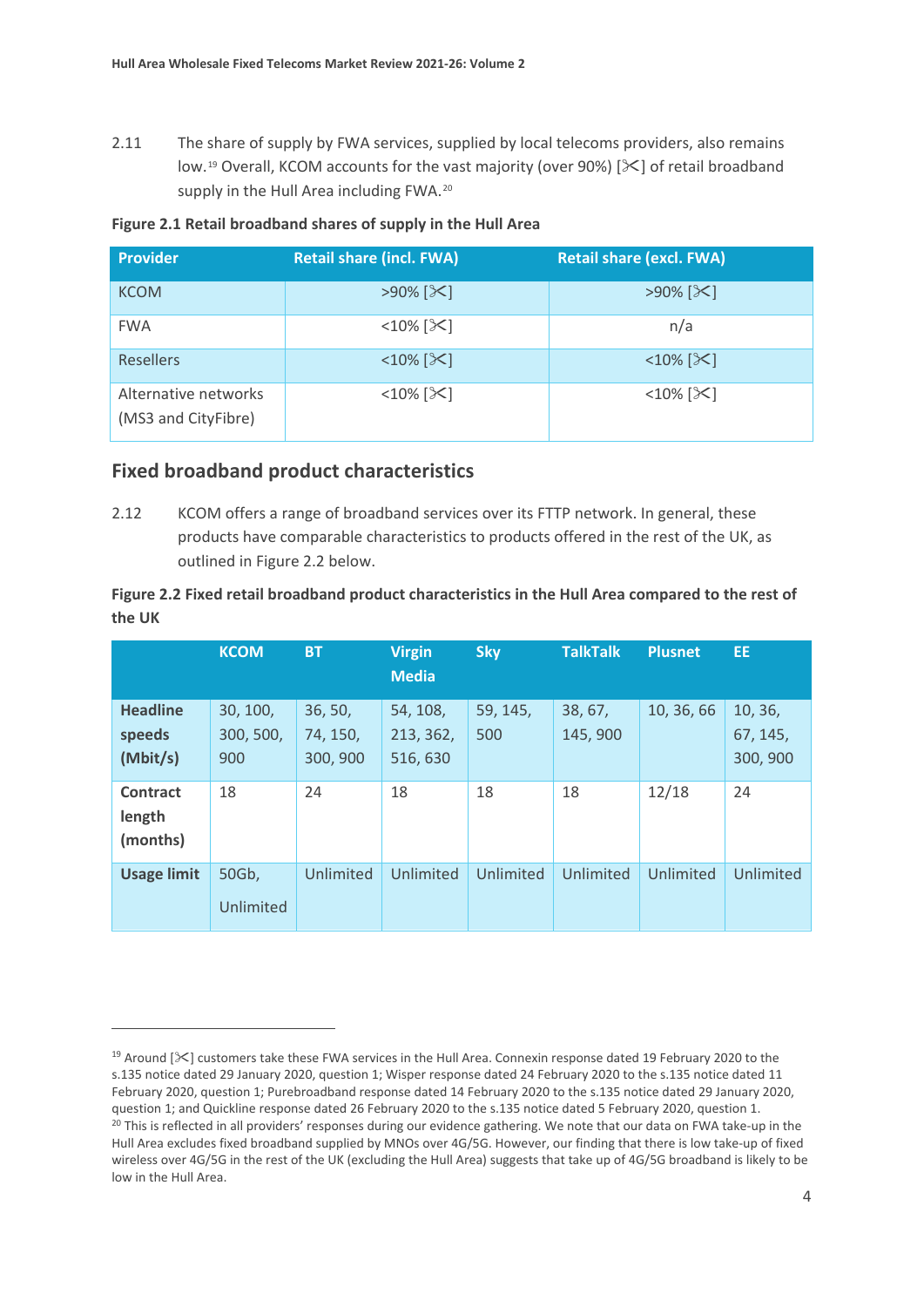2.11 The share of supply by FWA services, supplied by local telecoms providers, also remains low.[19] Overall, KCOM accounts for the vast majority (over 90%) [✂] of retail broadband supply in the Hull Area including FWA.[20]

**Figure 2.1 Retail broadband shares of supply in the Hull Area**

| Provider | Retail share (incl. FWA) | Retail share (excl. FWA) |
|---|---|---|
| KCOM | >90% [✂] | >90% [✂] |
| FWA | <10% [✂] | n/a |
| Resellers | <10% [✂] | <10% [✂] |
| Alternative networks (MS3 and CityFibre) | <10% [✂] | <10% [✂] |

## Fixed broadband product characteristics

2.12 KCOM offers a range of broadband services over its FTTP network. In general, these products have comparable characteristics to products offered in the rest of the UK, as outlined in Figure 2.2 below.

**Figure 2.2 Fixed retail broadband product characteristics in the Hull Area compared to the rest of the UK**

| | KCOM | BT | Virgin Media | Sky | TalkTalk | Plusnet | EE |
|---|---|---|---|---|---|---|---|
| **Headline speeds (Mbit/s)** | 30, 100, 300, 500, 900 | 36, 50, 74, 150, 300, 900 | 54, 108, 213, 362, 516, 630 | 59, 145, 500 | 38, 67, 145, 900 | 10, 36, 66 | 10, 36, 67, 145, 300, 900 |
| **Contract length (months)** | 18 | 24 | 18 | 18 | 18 | 12/18 | 24 |
| **Usage limit** | 50Gb, Unlimited | Unlimited | Unlimited | Unlimited | Unlimited | Unlimited | Unlimited |

[19] Around [✂] customers take these FWA services in the Hull Area. Connexin response dated 19 February 2020 to the s.135 notice dated 29 January 2020, question 1; Wisper response dated 24 February 2020 to the s.135 notice dated 11 February 2020, question 1; Purebroadband response dated 14 February 2020 to the s.135 notice dated 29 January 2020, question 1; and Quickline response dated 26 February 2020 to the s.135 notice dated 5 February 2020, question 1.

[20] This is reflected in all providers' responses during our evidence gathering. We note that our data on FWA take-up in the Hull Area excludes fixed broadband supplied by MNOs over 4G/5G. However, our finding that there is low take-up of fixed wireless over 4G/5G in the rest of the UK (excluding the Hull Area) suggests that take up of 4G/5G broadband is likely to be low in the Hull Area.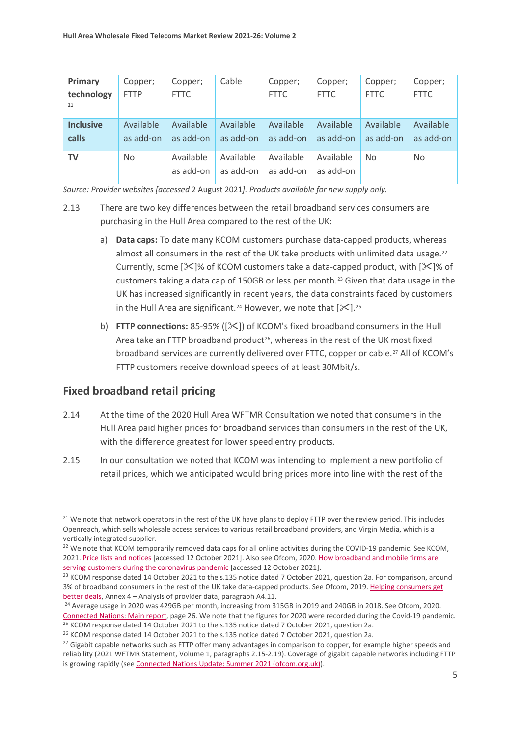| Primary technology [21] | Copper; FTTP | Copper; FTTC | Cable | Copper; FTTC | Copper; FTTC | Copper; FTTC | Copper; FTTC |
|---|---|---|---|---|---|---|---|
| **Inclusive calls** | Available as add-on | Available as add-on | Available as add-on | Available as add-on | Available as add-on | Available as add-on | Available as add-on |
| **TV** | No | Available as add-on | Available as add-on | Available as add-on | Available as add-on | No | No |

*Source: Provider websites [accessed* 2 August 2021*]. Products available for new supply only.*

2.13 There are two key differences between the retail broadband services consumers are purchasing in the Hull Area compared to the rest of the UK:

a) **Data caps:** To date many KCOM customers purchase data-capped products, whereas almost all consumers in the rest of the UK take products with unlimited data usage.[22] Currently, some [✂]% of KCOM customers take a data-capped product, with [✂]% of customers taking a data cap of 150GB or less per month.[23] Given that data usage in the UK has increased significantly in recent years, the data constraints faced by customers in the Hull Area are significant.[24] However, we note that [✂].[25]

b) **FTTP connections:** 85-95% ([✂]) of KCOM's fixed broadband consumers in the Hull Area take an FTTP broadband product[26], whereas in the rest of the UK most fixed broadband services are currently delivered over FTTC, copper or cable.[27] All of KCOM's FTTP customers receive download speeds of at least 30Mbit/s.

## Fixed broadband retail pricing

2.14 At the time of the 2020 Hull Area WFTMR Consultation we noted that consumers in the Hull Area paid higher prices for broadband services than consumers in the rest of the UK, with the difference greatest for lower speed entry products.

2.15 In our consultation we noted that KCOM was intending to implement a new portfolio of retail prices, which we anticipated would bring prices more into line with the rest of the

---

[21] We note that network operators in the rest of the UK have plans to deploy FTTP over the review period. This includes Openreach, which sells wholesale access services to various retail broadband providers, and Virgin Media, which is a vertically integrated supplier.

[22] We note that KCOM temporarily removed data caps for all online activities during the COVID-19 pandemic. See KCOM, 2021. Price lists and notices [accessed 12 October 2021]. Also see Ofcom, 2020. How broadband and mobile firms are serving customers during the coronavirus pandemic [accessed 12 October 2021].

[23] KCOM response dated 14 October 2021 to the s.135 notice dated 7 October 2021, question 2a. For comparison, around 3% of broadband consumers in the rest of the UK take data-capped products. See Ofcom, 2019. Helping consumers get better deals, Annex 4 – Analysis of provider data, paragraph A4.11.

[24] Average usage in 2020 was 429GB per month, increasing from 315GB in 2019 and 240GB in 2018. See Ofcom, 2020. Connected Nations: Main report, page 26. We note that the figures for 2020 were recorded during the Covid-19 pandemic.

[25] KCOM response dated 14 October 2021 to the s.135 notice dated 7 October 2021, question 2a.

[26] KCOM response dated 14 October 2021 to the s.135 notice dated 7 October 2021, question 2a.

[27] Gigabit capable networks such as FTTP offer many advantages in comparison to copper, for example higher speeds and reliability (2021 WFTMR Statement, Volume 1, paragraphs 2.15-2.19). Coverage of gigabit capable networks including FTTP is growing rapidly (see Connected Nations Update: Summer 2021 (ofcom.org.uk)).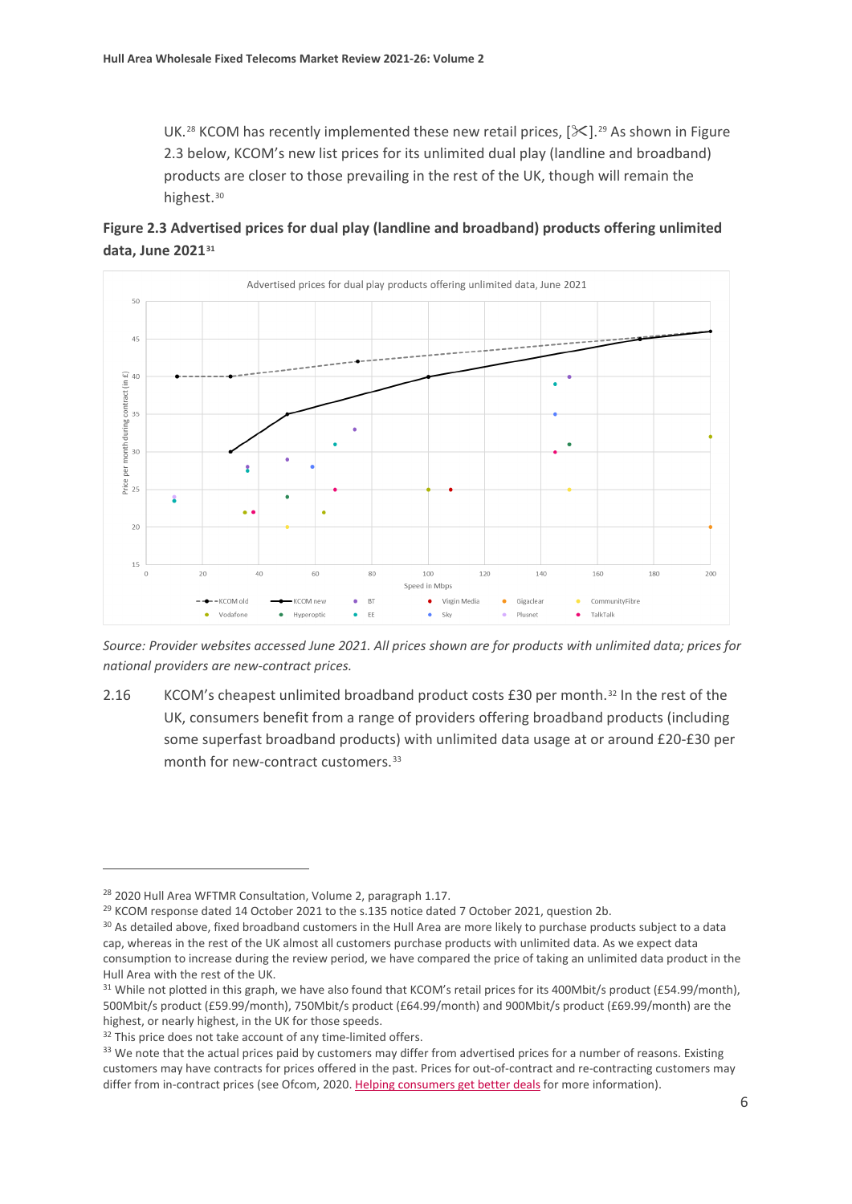UK.[28] KCOM has recently implemented these new retail prices, [✂].[29] As shown in Figure 2.3 below, KCOM's new list prices for its unlimited dual play (landline and broadband) products are closer to those prevailing in the rest of the UK, though will remain the highest.[30]

**Figure 2.3 Advertised prices for dual play (landline and broadband) products offering unlimited data, June 2021[31]**

*Source: Provider websites accessed June 2021. All prices shown are for products with unlimited data; prices for national providers are new-contract prices.*

2.16 KCOM's cheapest unlimited broadband product costs £30 per month.[32] In the rest of the UK, consumers benefit from a range of providers offering broadband products (including some superfast broadband products) with unlimited data usage at or around £20-£30 per month for new-contract customers.[33]

---

[28] 2020 Hull Area WFTMR Consultation, Volume 2, paragraph 1.17.

[29] KCOM response dated 14 October 2021 to the s.135 notice dated 7 October 2021, question 2b.

[30] As detailed above, fixed broadband customers in the Hull Area are more likely to purchase products subject to a data cap, whereas in the rest of the UK almost all customers purchase products with unlimited data. As we expect data consumption to increase during the review period, we have compared the price of taking an unlimited data product in the Hull Area with the rest of the UK.

[31] While not plotted in this graph, we have also found that KCOM's retail prices for its 400Mbit/s product (£54.99/month), 500Mbit/s product (£59.99/month), 750Mbit/s product (£64.99/month) and 900Mbit/s product (£69.99/month) are the highest, or nearly highest, in the UK for those speeds.

[32] This price does not take account of any time-limited offers.

[33] We note that the actual prices paid by customers may differ from advertised prices for a number of reasons. Existing customers may have contracts for prices offered in the past. Prices for out-of-contract and re-contracting customers may differ from in-contract prices (see Ofcom, 2020. Helping consumers get better deals for more information).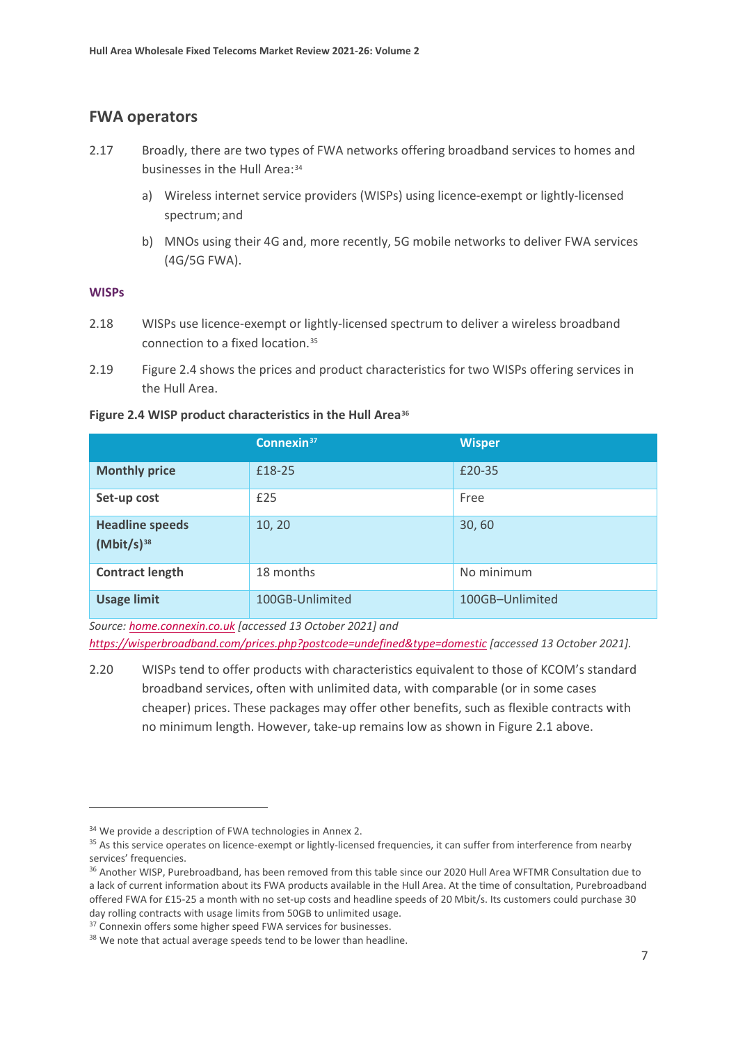## FWA operators

2.17 Broadly, there are two types of FWA networks offering broadband services to homes and businesses in the Hull Area:[34]

a) Wireless internet service providers (WISPs) using licence-exempt or lightly-licensed spectrum; and

b) MNOs using their 4G and, more recently, 5G mobile networks to deliver FWA services (4G/5G FWA).

### WISPs

2.18 WISPs use licence-exempt or lightly-licensed spectrum to deliver a wireless broadband connection to a fixed location.[35]

2.19 Figure 2.4 shows the prices and product characteristics for two WISPs offering services in the Hull Area.

**Figure 2.4 WISP product characteristics in the Hull Area[36]**

| | Connexin[37] | Wisper |
|---|---|---|
| **Monthly price** | £18-25 | £20-35 |
| **Set-up cost** | £25 | Free |
| **Headline speeds (Mbit/s)[38]** | 10, 20 | 30, 60 |
| **Contract length** | 18 months | No minimum |
| **Usage limit** | 100GB-Unlimited | 100GB–Unlimited |

*Source: home.connexin.co.uk [accessed 13 October 2021] and https://wisperbroadband.com/prices.php?postcode=undefined&type=domestic [accessed 13 October 2021].*

2.20 WISPs tend to offer products with characteristics equivalent to those of KCOM's standard broadband services, often with unlimited data, with comparable (or in some cases cheaper) prices. These packages may offer other benefits, such as flexible contracts with no minimum length. However, take-up remains low as shown in Figure 2.1 above.

[34] We provide a description of FWA technologies in Annex 2.

[35] As this service operates on licence-exempt or lightly-licensed frequencies, it can suffer from interference from nearby services' frequencies.

[36] Another WISP, Purebroadband, has been removed from this table since our 2020 Hull Area WFTMR Consultation due to a lack of current information about its FWA products available in the Hull Area. At the time of consultation, Purebroadband offered FWA for £15-25 a month with no set-up costs and headline speeds of 20 Mbit/s. Its customers could purchase 30 day rolling contracts with usage limits from 50GB to unlimited usage.

[37] Connexin offers some higher speed FWA services for businesses.

[38] We note that actual average speeds tend to be lower than headline.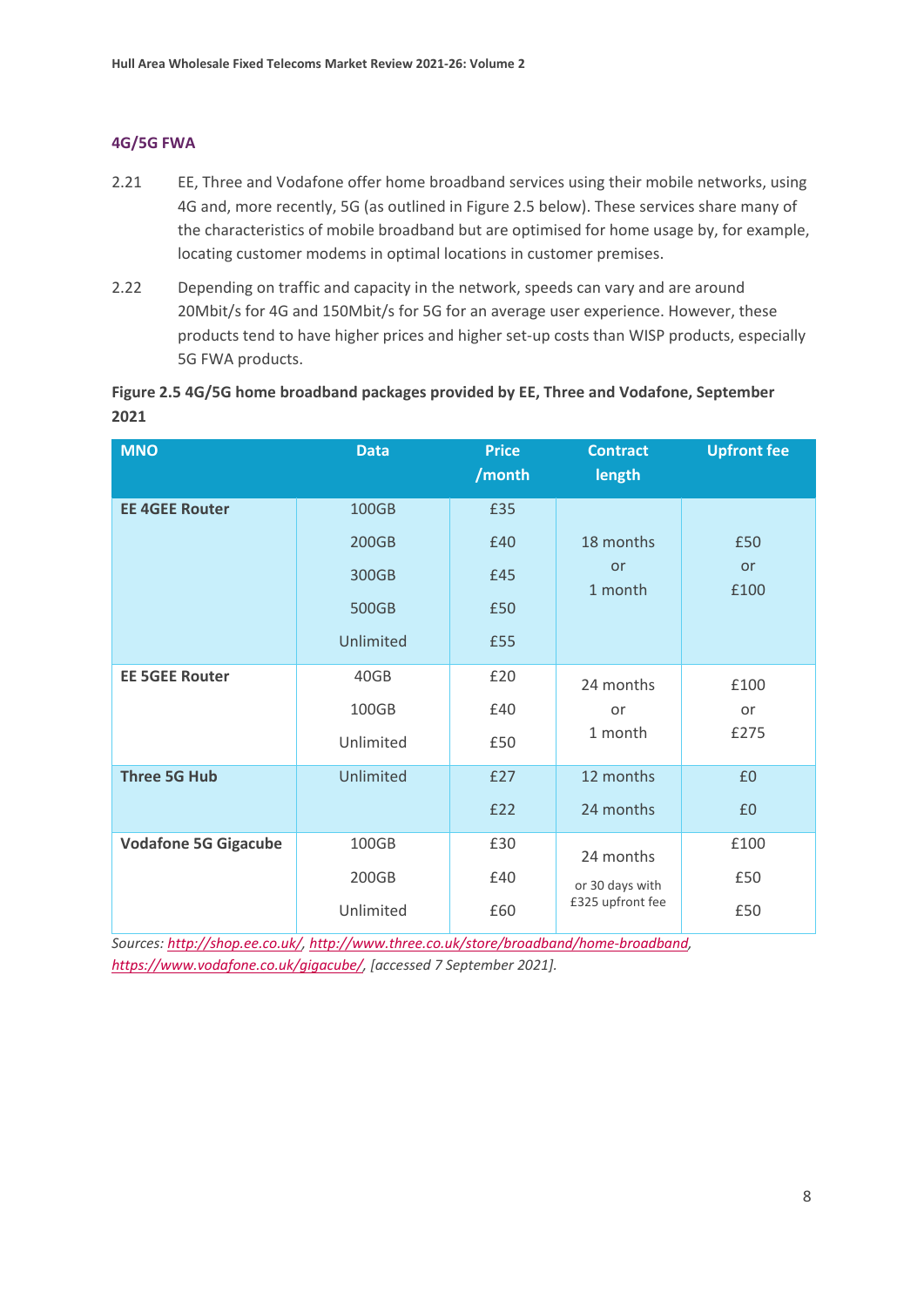### 4G/5G FWA

2.21 EE, Three and Vodafone offer home broadband services using their mobile networks, using 4G and, more recently, 5G (as outlined in Figure 2.5 below). These services share many of the characteristics of mobile broadband but are optimised for home usage by, for example, locating customer modems in optimal locations in customer premises.

2.22 Depending on traffic and capacity in the network, speeds can vary and are around 20Mbit/s for 4G and 150Mbit/s for 5G for an average user experience. However, these products tend to have higher prices and higher set-up costs than WISP products, especially 5G FWA products.

**Figure 2.5 4G/5G home broadband packages provided by EE, Three and Vodafone, September 2021**

| MNO | Data | Price /month | Contract length | Upfront fee |
|---|---|---|---|---|
| **EE 4GEE Router** | 100GB | £35 | 18 months or 1 month | £50 or £100 |
| | 200GB | £40 | | |
| | 300GB | £45 | | |
| | 500GB | £50 | | |
| | Unlimited | £55 | | |
| **EE 5GEE Router** | 40GB | £20 | 24 months or 1 month | £100 or £275 |
| | 100GB | £40 | | |
| | Unlimited | £50 | | |
| **Three 5G Hub** | Unlimited | £27 | 12 months | £0 |
| | | £22 | 24 months | £0 |
| **Vodafone 5G Gigacube** | 100GB | £30 | 24 months or 30 days with £325 upfront fee | £100 |
| | 200GB | £40 | | £50 |
| | Unlimited | £60 | | £50 |

*Sources: http://shop.ee.co.uk/, http://www.three.co.uk/store/broadband/home-broadband, https://www.vodafone.co.uk/gigacube/, [accessed 7 September 2021].*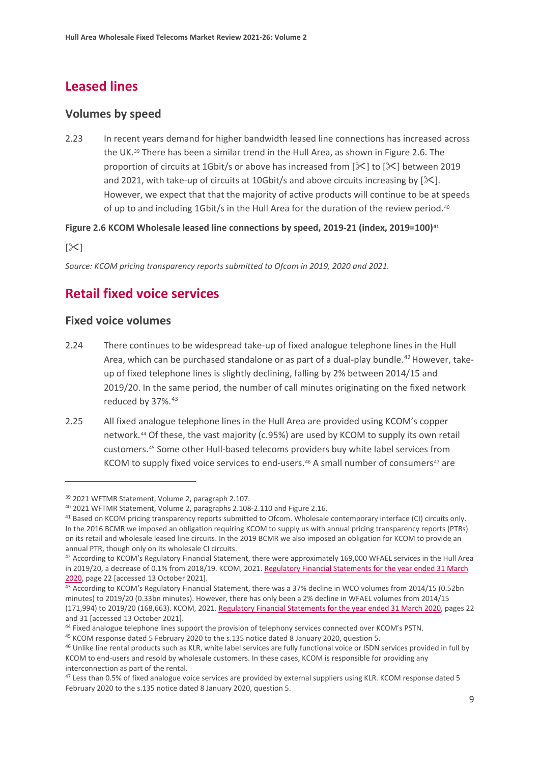## Leased lines

### Volumes by speed

2.23 In recent years demand for higher bandwidth leased line connections has increased across the UK.[39] There has been a similar trend in the Hull Area, as shown in Figure 2.6. The proportion of circuits at 1Gbit/s or above has increased from [✂] to [✂] between 2019 and 2021, with take-up of circuits at 10Gbit/s and above circuits increasing by [✂]. However, we expect that that the majority of active products will continue to be at speeds of up to and including 1Gbit/s in the Hull Area for the duration of the review period.[40]

**Figure 2.6 KCOM Wholesale leased line connections by speed, 2019-21 (index, 2019=100)[41]**

[✂]

*Source: KCOM pricing transparency reports submitted to Ofcom in 2019, 2020 and 2021.*

## Retail fixed voice services

### Fixed voice volumes

2.24 There continues to be widespread take-up of fixed analogue telephone lines in the Hull Area, which can be purchased standalone or as part of a dual-play bundle.[42] However, take-up of fixed telephone lines is slightly declining, falling by 2% between 2014/15 and 2019/20. In the same period, the number of call minutes originating on the fixed network reduced by 37%.[43]

2.25 All fixed analogue telephone lines in the Hull Area are provided using KCOM's copper network.[44] Of these, the vast majority (c.95%) are used by KCOM to supply its own retail customers.[45] Some other Hull-based telecoms providers buy white label services from KCOM to supply fixed voice services to end-users.[46] A small number of consumers[47] are

---

[39] 2021 WFTMR Statement, Volume 2, paragraph 2.107.

[40] 2021 WFTMR Statement, Volume 2, paragraphs 2.108-2.110 and Figure 2.16.

[41] Based on KCOM pricing transparency reports submitted to Ofcom. Wholesale contemporary interface (CI) circuits only. In the 2016 BCMR we imposed an obligation requiring KCOM to supply us with annual pricing transparency reports (PTRs) on its retail and wholesale leased line circuits. In the 2019 BCMR we also imposed an obligation for KCOM to provide an annual PTR, though only on its wholesale CI circuits.

[42] According to KCOM's Regulatory Financial Statement, there were approximately 169,000 WFAEL services in the Hull Area in 2019/20, a decrease of 0.1% from 2018/19. KCOM, 2021. Regulatory Financial Statements for the year ended 31 March 2020, page 22 [accessed 13 October 2021].

[43] According to KCOM's Regulatory Financial Statement, there was a 37% decline in WCO volumes from 2014/15 (0.52bn minutes) to 2019/20 (0.33bn minutes). However, there has only been a 2% decline in WFAEL volumes from 2014/15 (171,994) to 2019/20 (168,663). KCOM, 2021. Regulatory Financial Statements for the year ended 31 March 2020, pages 22 and 31 [accessed 13 October 2021].

[44] Fixed analogue telephone lines support the provision of telephony services connected over KCOM's PSTN.

[45] KCOM response dated 5 February 2020 to the s.135 notice dated 8 January 2020, question 5.

[46] Unlike line rental products such as KLR, white label services are fully functional voice or ISDN services provided in full by KCOM to end-users and resold by wholesale customers. In these cases, KCOM is responsible for providing any interconnection as part of the rental.

[47] Less than 0.5% of fixed analogue voice services are provided by external suppliers using KLR. KCOM response dated 5 February 2020 to the s.135 notice dated 8 January 2020, question 5.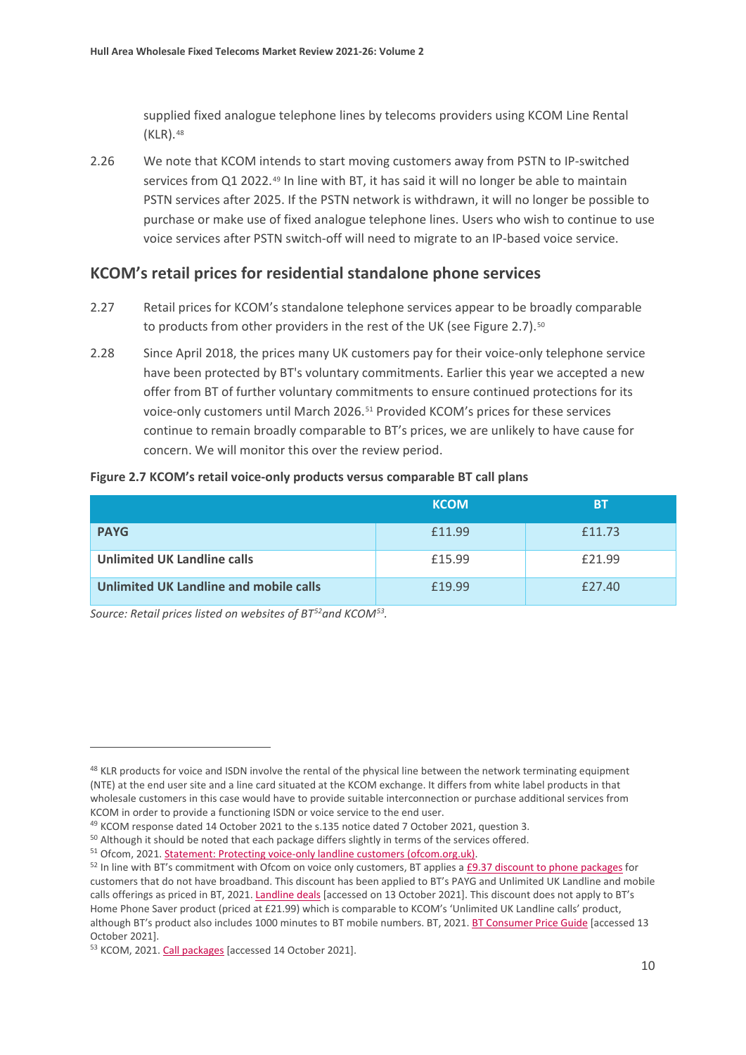supplied fixed analogue telephone lines by telecoms providers using KCOM Line Rental (KLR).[48]

2.26 We note that KCOM intends to start moving customers away from PSTN to IP-switched services from Q1 2022.[49] In line with BT, it has said it will no longer be able to maintain PSTN services after 2025. If the PSTN network is withdrawn, it will no longer be possible to purchase or make use of fixed analogue telephone lines. Users who wish to continue to use voice services after PSTN switch-off will need to migrate to an IP-based voice service.

## KCOM's retail prices for residential standalone phone services

2.27 Retail prices for KCOM's standalone telephone services appear to be broadly comparable to products from other providers in the rest of the UK (see Figure 2.7).[50]

2.28 Since April 2018, the prices many UK customers pay for their voice-only telephone service have been protected by BT's voluntary commitments. Earlier this year we accepted a new offer from BT of further voluntary commitments to ensure continued protections for its voice-only customers until March 2026.[51] Provided KCOM's prices for these services continue to remain broadly comparable to BT's prices, we are unlikely to have cause for concern. We will monitor this over the review period.

**Figure 2.7 KCOM's retail voice-only products versus comparable BT call plans**

| | KCOM | BT |
|---|---|---|
| **PAYG** | £11.99 | £11.73 |
| **Unlimited UK Landline calls** | £15.99 | £21.99 |
| **Unlimited UK Landline and mobile calls** | £19.99 | £27.40 |

*Source: Retail prices listed on websites of BT[52] and KCOM[53].*

---

[48] KLR products for voice and ISDN involve the rental of the physical line between the network terminating equipment (NTE) at the end user site and a line card situated at the KCOM exchange. It differs from white label products in that wholesale customers in this case would have to provide suitable interconnection or purchase additional services from KCOM in order to provide a functioning ISDN or voice service to the end user.

[49] KCOM response dated 14 October 2021 to the s.135 notice dated 7 October 2021, question 3.

[50] Although it should be noted that each package differs slightly in terms of the services offered.

[51] Ofcom, 2021. Statement: Protecting voice-only landline customers (ofcom.org.uk).

[52] In line with BT's commitment with Ofcom on voice only customers, BT applies a £9.37 discount to phone packages for customers that do not have broadband. This discount has been applied to BT's PAYG and Unlimited UK Landline and mobile calls offerings as priced in BT, 2021. Landline deals [accessed on 13 October 2021]. This discount does not apply to BT's Home Phone Saver product (priced at £21.99) which is comparable to KCOM's 'Unlimited UK Landline calls' product, although BT's product also includes 1000 minutes to BT mobile numbers. BT, 2021. BT Consumer Price Guide [accessed 13 October 2021].

[53] KCOM, 2021. Call packages [accessed 14 October 2021].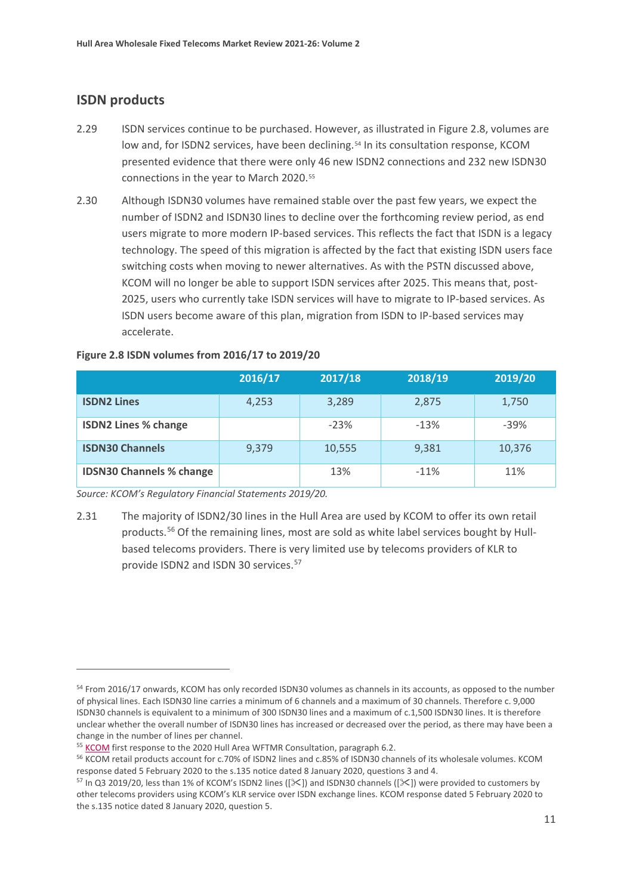## ISDN products

2.29 ISDN services continue to be purchased. However, as illustrated in Figure 2.8, volumes are low and, for ISDN2 services, have been declining.[54] In its consultation response, KCOM presented evidence that there were only 46 new ISDN2 connections and 232 new ISDN30 connections in the year to March 2020.[55]

2.30 Although ISDN30 volumes have remained stable over the past few years, we expect the number of ISDN2 and ISDN30 lines to decline over the forthcoming review period, as end users migrate to more modern IP-based services. This reflects the fact that ISDN is a legacy technology. The speed of this migration is affected by the fact that existing ISDN users face switching costs when moving to newer alternatives. As with the PSTN discussed above, KCOM will no longer be able to support ISDN services after 2025. This means that, post-2025, users who currently take ISDN services will have to migrate to IP-based services. As ISDN users become aware of this plan, migration from ISDN to IP-based services may accelerate.

**Figure 2.8 ISDN volumes from 2016/17 to 2019/20**

| | 2016/17 | 2017/18 | 2018/19 | 2019/20 |
|---|---|---|---|---|
| **ISDN2 Lines** | 4,253 | 3,289 | 2,875 | 1,750 |
| **ISDN2 Lines % change** | | -23% | -13% | -39% |
| **ISDN30 Channels** | 9,379 | 10,555 | 9,381 | 10,376 |
| **IDSN30 Channels % change** | | 13% | -11% | 11% |

*Source: KCOM's Regulatory Financial Statements 2019/20.*

2.31 The majority of ISDN2/30 lines in the Hull Area are used by KCOM to offer its own retail products.[56] Of the remaining lines, most are sold as white label services bought by Hull-based telecoms providers. There is very limited use by telecoms providers of KLR to provide ISDN2 and ISDN 30 services.[57]

---

[54] From 2016/17 onwards, KCOM has only recorded ISDN30 volumes as channels in its accounts, as opposed to the number of physical lines. Each ISDN30 line carries a minimum of 6 channels and a maximum of 30 channels. Therefore c. 9,000 ISDN30 channels is equivalent to a minimum of 300 ISDN30 lines and a maximum of c.1,500 ISDN30 lines. It is therefore unclear whether the overall number of ISDN30 lines has increased or decreased over the period, as there may have been a change in the number of lines per channel.

[55] KCOM first response to the 2020 Hull Area WFTMR Consultation, paragraph 6.2.

[56] KCOM retail products account for c.70% of ISDN2 lines and c.85% of ISDN30 channels of its wholesale volumes. KCOM response dated 5 February 2020 to the s.135 notice dated 8 January 2020, questions 3 and 4.

[57] In Q3 2019/20, less than 1% of KCOM's ISDN2 lines ([✂]) and ISDN30 channels ([✂]) were provided to customers by other telecoms providers using KCOM's KLR service over ISDN exchange lines. KCOM response dated 5 February 2020 to the s.135 notice dated 8 January 2020, question 5.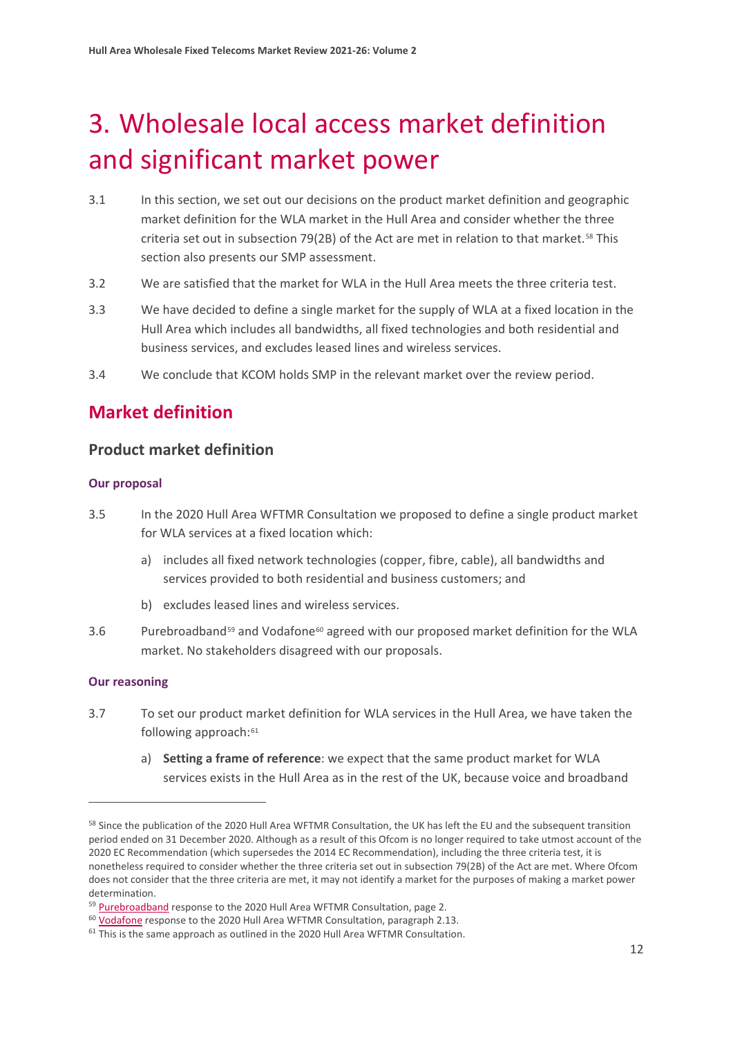# 3. Wholesale local access market definition and significant market power

3.1 In this section, we set out our decisions on the product market definition and geographic market definition for the WLA market in the Hull Area and consider whether the three criteria set out in subsection 79(2B) of the Act are met in relation to that market.[58] This section also presents our SMP assessment.

3.2 We are satisfied that the market for WLA in the Hull Area meets the three criteria test.

3.3 We have decided to define a single market for the supply of WLA at a fixed location in the Hull Area which includes all bandwidths, all fixed technologies and both residential and business services, and excludes leased lines and wireless services.

3.4 We conclude that KCOM holds SMP in the relevant market over the review period.

## Market definition

### Product market definition

#### Our proposal

3.5 In the 2020 Hull Area WFTMR Consultation we proposed to define a single product market for WLA services at a fixed location which:

a) includes all fixed network technologies (copper, fibre, cable), all bandwidths and services provided to both residential and business customers; and

b) excludes leased lines and wireless services.

3.6 Purebroadband[59] and Vodafone[60] agreed with our proposed market definition for the WLA market. No stakeholders disagreed with our proposals.

#### Our reasoning

3.7 To set our product market definition for WLA services in the Hull Area, we have taken the following approach:[61]

a) **Setting a frame of reference**: we expect that the same product market for WLA services exists in the Hull Area as in the rest of the UK, because voice and broadband

---

[58] Since the publication of the 2020 Hull Area WFTMR Consultation, the UK has left the EU and the subsequent transition period ended on 31 December 2020. Although as a result of this Ofcom is no longer required to take utmost account of the 2020 EC Recommendation (which supersedes the 2014 EC Recommendation), including the three criteria test, it is nonetheless required to consider whether the three criteria set out in subsection 79(2B) of the Act are met. Where Ofcom does not consider that the three criteria are met, it may not identify a market for the purposes of making a market power determination.

[59] Purebroadband response to the 2020 Hull Area WFTMR Consultation, page 2.

[60] Vodafone response to the 2020 Hull Area WFTMR Consultation, paragraph 2.13.

[61] This is the same approach as outlined in the 2020 Hull Area WFTMR Consultation.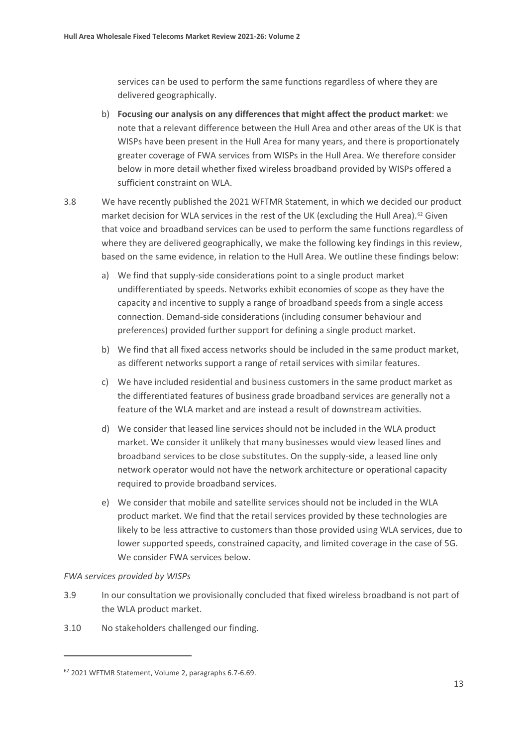services can be used to perform the same functions regardless of where they are delivered geographically.

b) **Focusing our analysis on any differences that might affect the product market**: we note that a relevant difference between the Hull Area and other areas of the UK is that WISPs have been present in the Hull Area for many years, and there is proportionately greater coverage of FWA services from WISPs in the Hull Area. We therefore consider below in more detail whether fixed wireless broadband provided by WISPs offered a sufficient constraint on WLA.

3.8 We have recently published the 2021 WFTMR Statement, in which we decided our product market decision for WLA services in the rest of the UK (excluding the Hull Area).[62] Given that voice and broadband services can be used to perform the same functions regardless of where they are delivered geographically, we make the following key findings in this review, based on the same evidence, in relation to the Hull Area. We outline these findings below:

a) We find that supply-side considerations point to a single product market undifferentiated by speeds. Networks exhibit economies of scope as they have the capacity and incentive to supply a range of broadband speeds from a single access connection. Demand-side considerations (including consumer behaviour and preferences) provided further support for defining a single product market.

b) We find that all fixed access networks should be included in the same product market, as different networks support a range of retail services with similar features.

c) We have included residential and business customers in the same product market as the differentiated features of business grade broadband services are generally not a feature of the WLA market and are instead a result of downstream activities.

d) We consider that leased line services should not be included in the WLA product market. We consider it unlikely that many businesses would view leased lines and broadband services to be close substitutes. On the supply-side, a leased line only network operator would not have the network architecture or operational capacity required to provide broadband services.

e) We consider that mobile and satellite services should not be included in the WLA product market. We find that the retail services provided by these technologies are likely to be less attractive to customers than those provided using WLA services, due to lower supported speeds, constrained capacity, and limited coverage in the case of 5G. We consider FWA services below.

*FWA services provided by WISPs*

3.9 In our consultation we provisionally concluded that fixed wireless broadband is not part of the WLA product market.

3.10 No stakeholders challenged our finding.

---

[62] 2021 WFTMR Statement, Volume 2, paragraphs 6.7-6.69.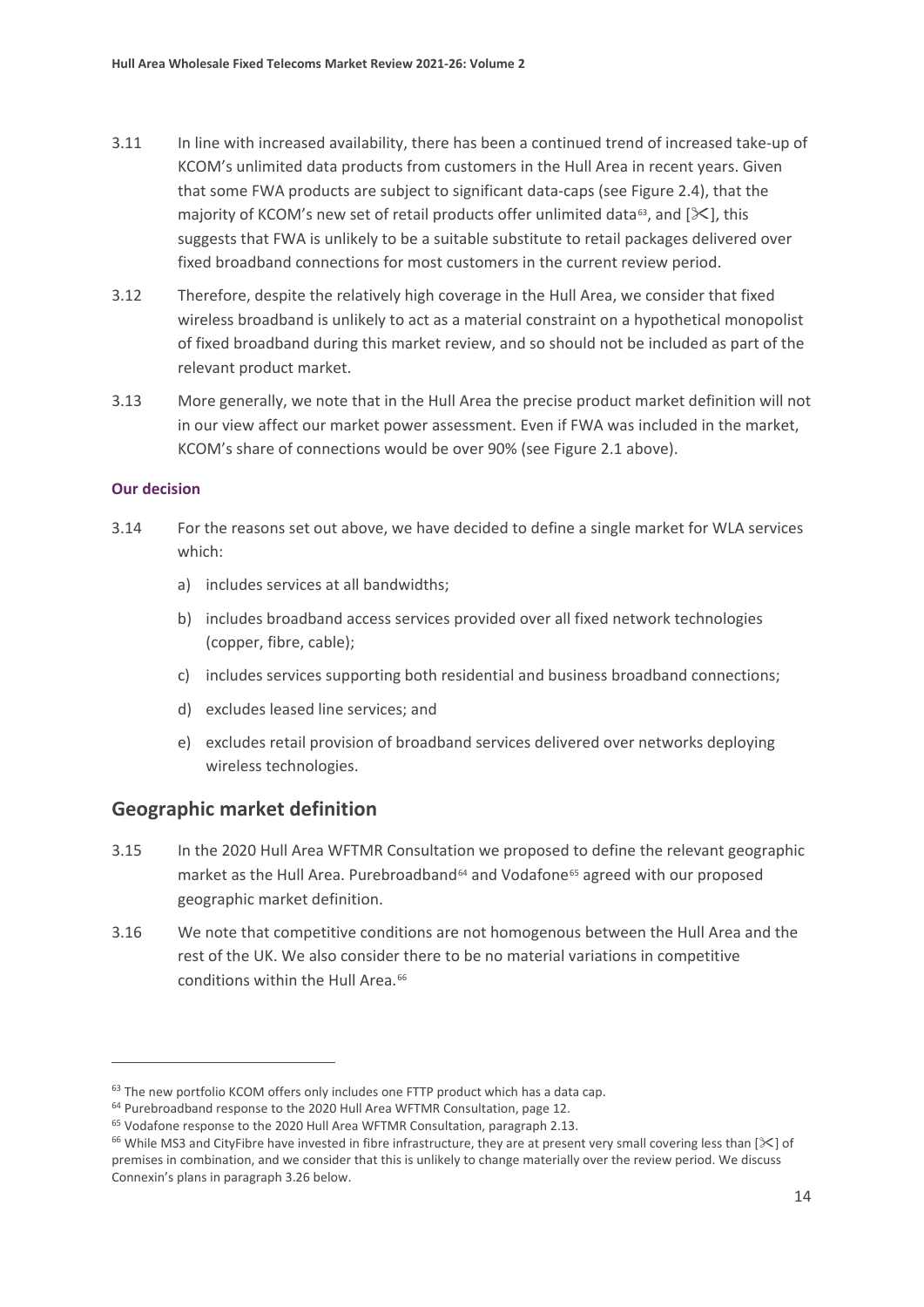3.11 In line with increased availability, there has been a continued trend of increased take-up of KCOM's unlimited data products from customers in the Hull Area in recent years. Given that some FWA products are subject to significant data-caps (see Figure 2.4), that the majority of KCOM's new set of retail products offer unlimited data[63], and [✂], this suggests that FWA is unlikely to be a suitable substitute to retail packages delivered over fixed broadband connections for most customers in the current review period.

3.12 Therefore, despite the relatively high coverage in the Hull Area, we consider that fixed wireless broadband is unlikely to act as a material constraint on a hypothetical monopolist of fixed broadband during this market review, and so should not be included as part of the relevant product market.

3.13 More generally, we note that in the Hull Area the precise product market definition will not in our view affect our market power assessment. Even if FWA was included in the market, KCOM's share of connections would be over 90% (see Figure 2.1 above).

#### Our decision

3.14 For the reasons set out above, we have decided to define a single market for WLA services which:

a) includes services at all bandwidths;

b) includes broadband access services provided over all fixed network technologies (copper, fibre, cable);

c) includes services supporting both residential and business broadband connections;

d) excludes leased line services; and

e) excludes retail provision of broadband services delivered over networks deploying wireless technologies.

## Geographic market definition

3.15 In the 2020 Hull Area WFTMR Consultation we proposed to define the relevant geographic market as the Hull Area. Purebroadband[64] and Vodafone[65] agreed with our proposed geographic market definition.

3.16 We note that competitive conditions are not homogenous between the Hull Area and the rest of the UK. We also consider there to be no material variations in competitive conditions within the Hull Area.[66]

---

[63] The new portfolio KCOM offers only includes one FTTP product which has a data cap.

[64] Purebroadband response to the 2020 Hull Area WFTMR Consultation, page 12.

[65] Vodafone response to the 2020 Hull Area WFTMR Consultation, paragraph 2.13.

[66] While MS3 and CityFibre have invested in fibre infrastructure, they are at present very small covering less than [✂] of premises in combination, and we consider that this is unlikely to change materially over the review period. We discuss Connexin's plans in paragraph 3.26 below.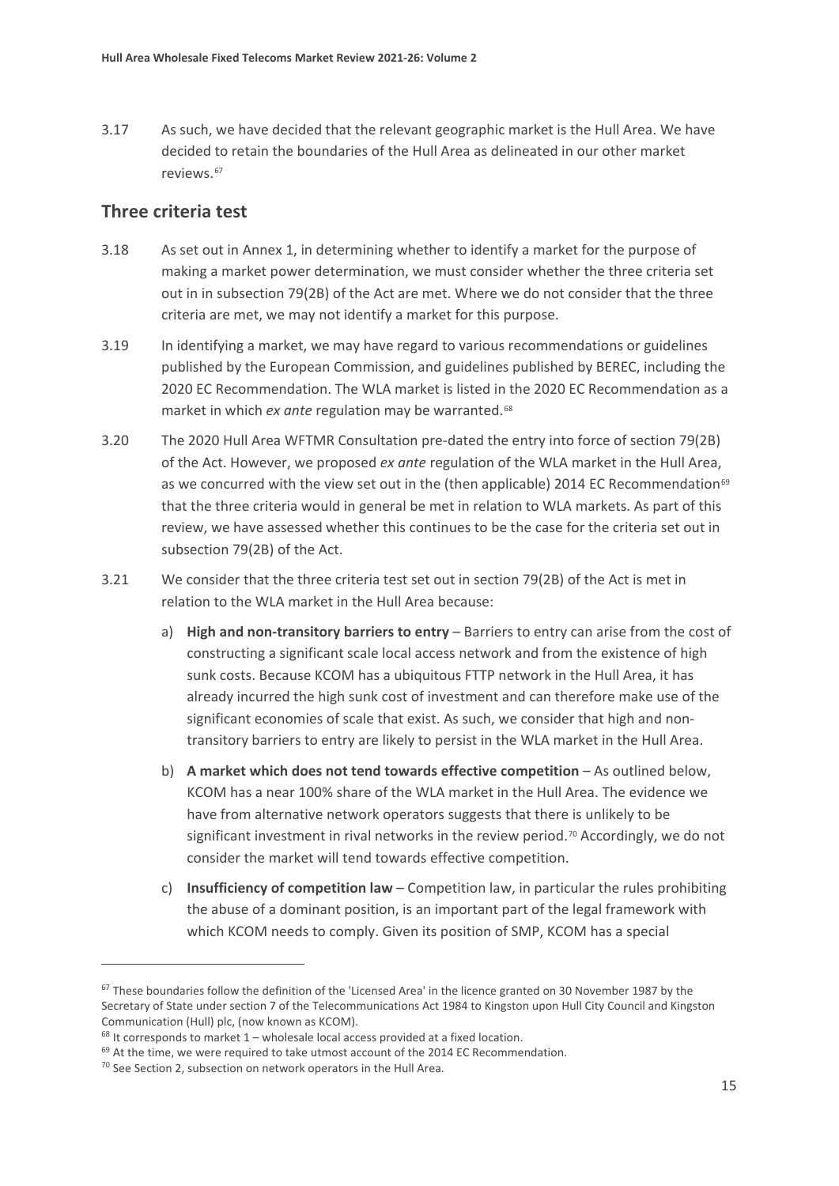3.17 As such, we have decided that the relevant geographic market is the Hull Area. We have decided to retain the boundaries of the Hull Area as delineated in our other market reviews.[67]

## Three criteria test

3.18 As set out in Annex 1, in determining whether to identify a market for the purpose of making a market power determination, we must consider whether the three criteria set out in in subsection 79(2B) of the Act are met. Where we do not consider that the three criteria are met, we may not identify a market for this purpose.

3.19 In identifying a market, we may have regard to various recommendations or guidelines published by the European Commission, and guidelines published by BEREC, including the 2020 EC Recommendation. The WLA market is listed in the 2020 EC Recommendation as a market in which *ex ante* regulation may be warranted.[68]

3.20 The 2020 Hull Area WFTMR Consultation pre-dated the entry into force of section 79(2B) of the Act. However, we proposed *ex ante* regulation of the WLA market in the Hull Area, as we concurred with the view set out in the (then applicable) 2014 EC Recommendation[69] that the three criteria would in general be met in relation to WLA markets. As part of this review, we have assessed whether this continues to be the case for the criteria set out in subsection 79(2B) of the Act.

3.21 We consider that the three criteria test set out in section 79(2B) of the Act is met in relation to the WLA market in the Hull Area because:

a) **High and non-transitory barriers to entry** – Barriers to entry can arise from the cost of constructing a significant scale local access network and from the existence of high sunk costs. Because KCOM has a ubiquitous FTTP network in the Hull Area, it has already incurred the high sunk cost of investment and can therefore make use of the significant economies of scale that exist. As such, we consider that high and non-transitory barriers to entry are likely to persist in the WLA market in the Hull Area.

b) **A market which does not tend towards effective competition** – As outlined below, KCOM has a near 100% share of the WLA market in the Hull Area. The evidence we have from alternative network operators suggests that there is unlikely to be significant investment in rival networks in the review period.[70] Accordingly, we do not consider the market will tend towards effective competition.

c) **Insufficiency of competition law** – Competition law, in particular the rules prohibiting the abuse of a dominant position, is an important part of the legal framework with which KCOM needs to comply. Given its position of SMP, KCOM has a special

---

[67] These boundaries follow the definition of the 'Licensed Area' in the licence granted on 30 November 1987 by the Secretary of State under section 7 of the Telecommunications Act 1984 to Kingston upon Hull City Council and Kingston Communication (Hull) plc, (now known as KCOM).

[68] It corresponds to market 1 – wholesale local access provided at a fixed location.

[69] At the time, we were required to take utmost account of the 2014 EC Recommendation.

[70] See Section 2, subsection on network operators in the Hull Area.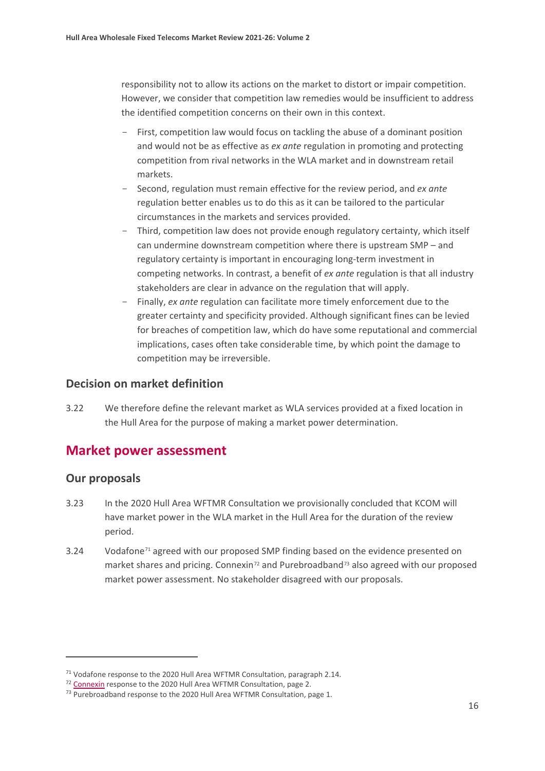responsibility not to allow its actions on the market to distort or impair competition. However, we consider that competition law remedies would be insufficient to address the identified competition concerns on their own in this context.

- First, competition law would focus on tackling the abuse of a dominant position and would not be as effective as *ex ante* regulation in promoting and protecting competition from rival networks in the WLA market and in downstream retail markets.
- Second, regulation must remain effective for the review period, and *ex ante* regulation better enables us to do this as it can be tailored to the particular circumstances in the markets and services provided.
- Third, competition law does not provide enough regulatory certainty, which itself can undermine downstream competition where there is upstream SMP – and regulatory certainty is important in encouraging long-term investment in competing networks. In contrast, a benefit of *ex ante* regulation is that all industry stakeholders are clear in advance on the regulation that will apply.
- Finally, *ex ante* regulation can facilitate more timely enforcement due to the greater certainty and specificity provided. Although significant fines can be levied for breaches of competition law, which do have some reputational and commercial implications, cases often take considerable time, by which point the damage to competition may be irreversible.

### Decision on market definition

3.22 We therefore define the relevant market as WLA services provided at a fixed location in the Hull Area for the purpose of making a market power determination.

## Market power assessment

### Our proposals

3.23 In the 2020 Hull Area WFTMR Consultation we provisionally concluded that KCOM will have market power in the WLA market in the Hull Area for the duration of the review period.

3.24 Vodafone[71] agreed with our proposed SMP finding based on the evidence presented on market shares and pricing. Connexin[72] and Purebroadband[73] also agreed with our proposed market power assessment. No stakeholder disagreed with our proposals.

---

[71] Vodafone response to the 2020 Hull Area WFTMR Consultation, paragraph 2.14.

[72] Connexin response to the 2020 Hull Area WFTMR Consultation, page 2.

[73] Purebroadband response to the 2020 Hull Area WFTMR Consultation, page 1.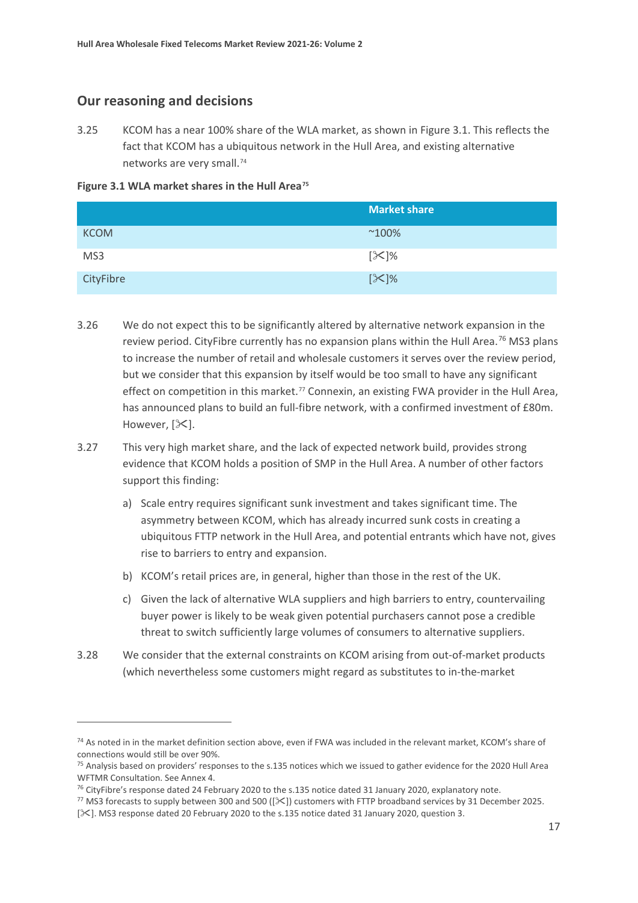## Our reasoning and decisions

3.25 KCOM has a near 100% share of the WLA market, as shown in Figure 3.1. This reflects the fact that KCOM has a ubiquitous network in the Hull Area, and existing alternative networks are very small.[74]

**Figure 3.1 WLA market shares in the Hull Area[75]**

| | Market share |
|---|---|
| KCOM | ~100% |
| MS3 | [✂]% |
| CityFibre | [✂]% |

3.26 We do not expect this to be significantly altered by alternative network expansion in the review period. CityFibre currently has no expansion plans within the Hull Area.[76] MS3 plans to increase the number of retail and wholesale customers it serves over the review period, but we consider that this expansion by itself would be too small to have any significant effect on competition in this market.[77] Connexin, an existing FWA provider in the Hull Area, has announced plans to build an full-fibre network, with a confirmed investment of £80m. However, [✂].

3.27 This very high market share, and the lack of expected network build, provides strong evidence that KCOM holds a position of SMP in the Hull Area. A number of other factors support this finding:

a) Scale entry requires significant sunk investment and takes significant time. The asymmetry between KCOM, which has already incurred sunk costs in creating a ubiquitous FTTP network in the Hull Area, and potential entrants which have not, gives rise to barriers to entry and expansion.

b) KCOM's retail prices are, in general, higher than those in the rest of the UK.

c) Given the lack of alternative WLA suppliers and high barriers to entry, countervailing buyer power is likely to be weak given potential purchasers cannot pose a credible threat to switch sufficiently large volumes of consumers to alternative suppliers.

3.28 We consider that the external constraints on KCOM arising from out-of-market products (which nevertheless some customers might regard as substitutes to in-the-market

---

[74] As noted in in the market definition section above, even if FWA was included in the relevant market, KCOM's share of connections would still be over 90%.

[75] Analysis based on providers' responses to the s.135 notices which we issued to gather evidence for the 2020 Hull Area WFTMR Consultation. See Annex 4.

[76] CityFibre's response dated 24 February 2020 to the s.135 notice dated 31 January 2020, explanatory note.

[77] MS3 forecasts to supply between 300 and 500 ([✂]) customers with FTTP broadband services by 31 December 2025. [✂]. MS3 response dated 20 February 2020 to the s.135 notice dated 31 January 2020, question 3.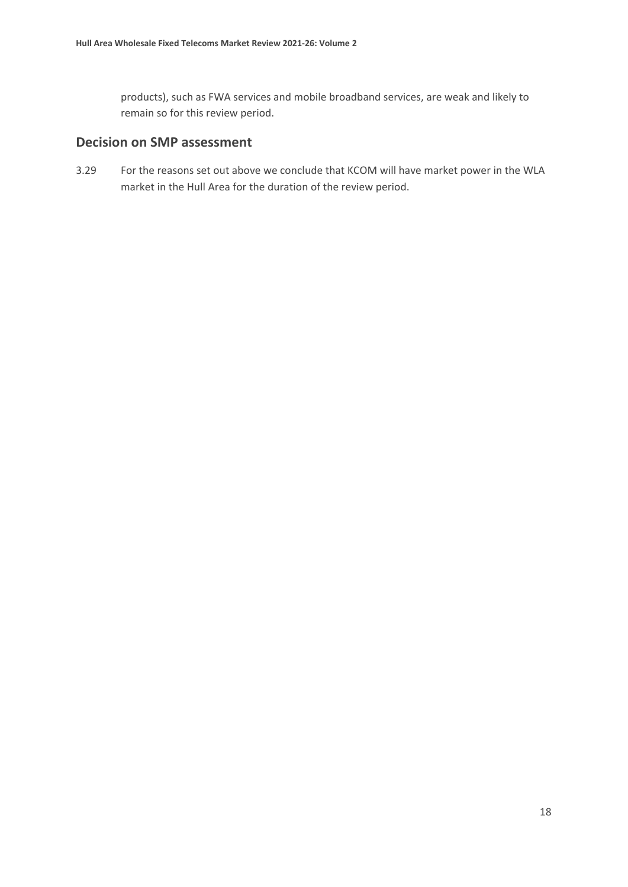products), such as FWA services and mobile broadband services, are weak and likely to remain so for this review period.

## Decision on SMP assessment

3.29 For the reasons set out above we conclude that KCOM will have market power in the WLA market in the Hull Area for the duration of the review period.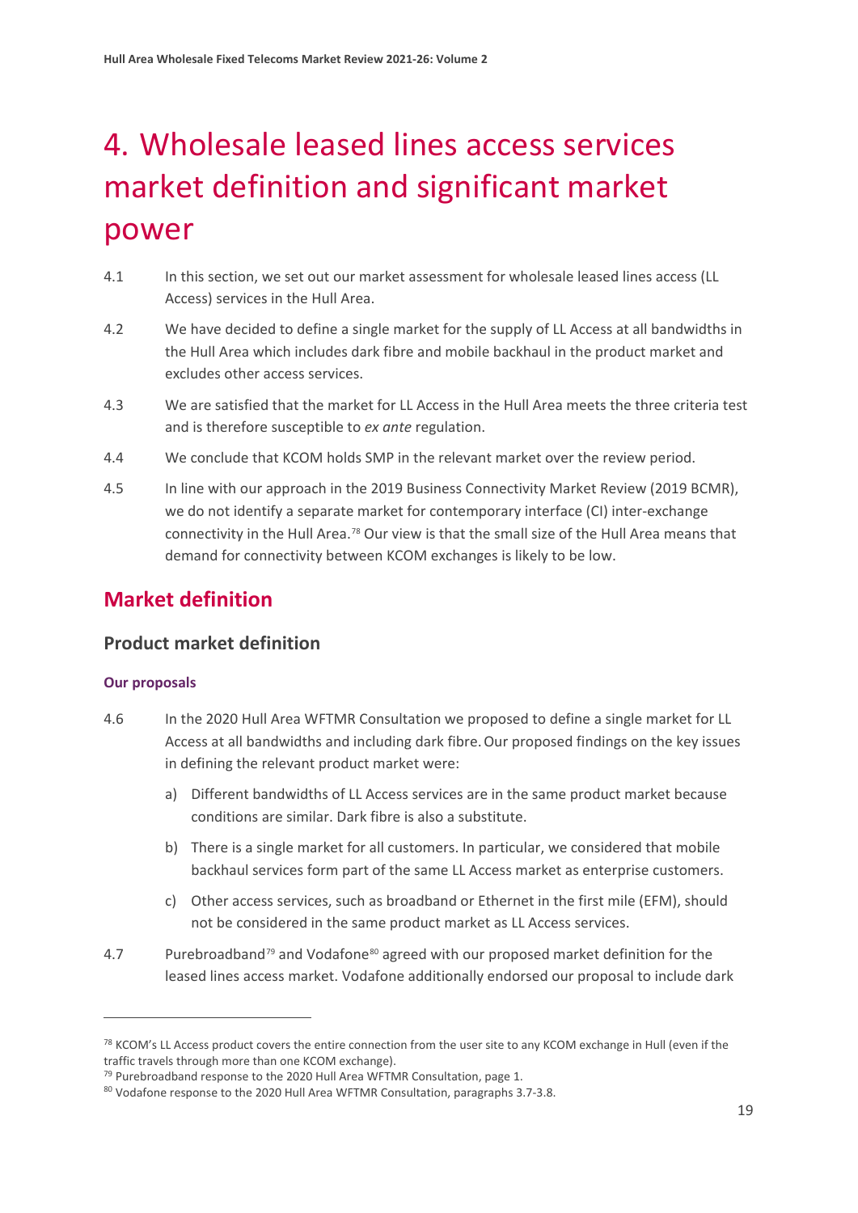# 4. Wholesale leased lines access services market definition and significant market power

4.1 In this section, we set out our market assessment for wholesale leased lines access (LL Access) services in the Hull Area.

4.2 We have decided to define a single market for the supply of LL Access at all bandwidths in the Hull Area which includes dark fibre and mobile backhaul in the product market and excludes other access services.

4.3 We are satisfied that the market for LL Access in the Hull Area meets the three criteria test and is therefore susceptible to *ex ante* regulation.

4.4 We conclude that KCOM holds SMP in the relevant market over the review period.

4.5 In line with our approach in the 2019 Business Connectivity Market Review (2019 BCMR), we do not identify a separate market for contemporary interface (CI) inter-exchange connectivity in the Hull Area.[78] Our view is that the small size of the Hull Area means that demand for connectivity between KCOM exchanges is likely to be low.

## Market definition

### Product market definition

#### Our proposals

4.6 In the 2020 Hull Area WFTMR Consultation we proposed to define a single market for LL Access at all bandwidths and including dark fibre. Our proposed findings on the key issues in defining the relevant product market were:

a) Different bandwidths of LL Access services are in the same product market because conditions are similar. Dark fibre is also a substitute.

b) There is a single market for all customers. In particular, we considered that mobile backhaul services form part of the same LL Access market as enterprise customers.

c) Other access services, such as broadband or Ethernet in the first mile (EFM), should not be considered in the same product market as LL Access services.

4.7 Purebroadband[79] and Vodafone[80] agreed with our proposed market definition for the leased lines access market. Vodafone additionally endorsed our proposal to include dark

---

[78] KCOM's LL Access product covers the entire connection from the user site to any KCOM exchange in Hull (even if the traffic travels through more than one KCOM exchange).

[79] Purebroadband response to the 2020 Hull Area WFTMR Consultation, page 1.

[80] Vodafone response to the 2020 Hull Area WFTMR Consultation, paragraphs 3.7-3.8.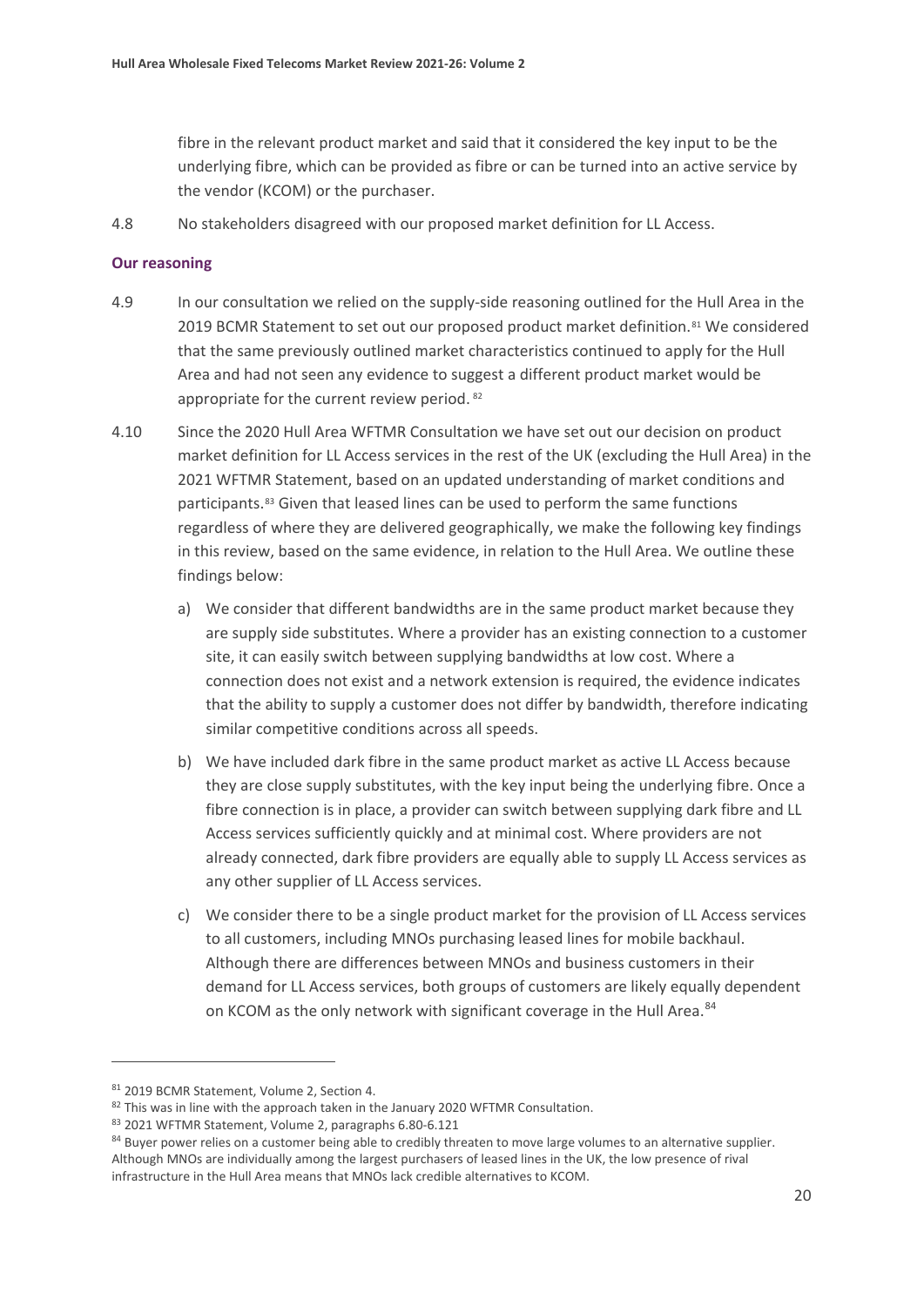fibre in the relevant product market and said that it considered the key input to be the underlying fibre, which can be provided as fibre or can be turned into an active service by the vendor (KCOM) or the purchaser.

4.8 No stakeholders disagreed with our proposed market definition for LL Access.

### Our reasoning

4.9 In our consultation we relied on the supply-side reasoning outlined for the Hull Area in the 2019 BCMR Statement to set out our proposed product market definition.[81] We considered that the same previously outlined market characteristics continued to apply for the Hull Area and had not seen any evidence to suggest a different product market would be appropriate for the current review period.[82]

4.10 Since the 2020 Hull Area WFTMR Consultation we have set out our decision on product market definition for LL Access services in the rest of the UK (excluding the Hull Area) in the 2021 WFTMR Statement, based on an updated understanding of market conditions and participants.[83] Given that leased lines can be used to perform the same functions regardless of where they are delivered geographically, we make the following key findings in this review, based on the same evidence, in relation to the Hull Area. We outline these findings below:

a) We consider that different bandwidths are in the same product market because they are supply side substitutes. Where a provider has an existing connection to a customer site, it can easily switch between supplying bandwidths at low cost. Where a connection does not exist and a network extension is required, the evidence indicates that the ability to supply a customer does not differ by bandwidth, therefore indicating similar competitive conditions across all speeds.

b) We have included dark fibre in the same product market as active LL Access because they are close supply substitutes, with the key input being the underlying fibre. Once a fibre connection is in place, a provider can switch between supplying dark fibre and LL Access services sufficiently quickly and at minimal cost. Where providers are not already connected, dark fibre providers are equally able to supply LL Access services as any other supplier of LL Access services.

c) We consider there to be a single product market for the provision of LL Access services to all customers, including MNOs purchasing leased lines for mobile backhaul. Although there are differences between MNOs and business customers in their demand for LL Access services, both groups of customers are likely equally dependent on KCOM as the only network with significant coverage in the Hull Area.[84]

---

[81] 2019 BCMR Statement, Volume 2, Section 4.

[82] This was in line with the approach taken in the January 2020 WFTMR Consultation.

[83] 2021 WFTMR Statement, Volume 2, paragraphs 6.80-6.121

[84] Buyer power relies on a customer being able to credibly threaten to move large volumes to an alternative supplier. Although MNOs are individually among the largest purchasers of leased lines in the UK, the low presence of rival infrastructure in the Hull Area means that MNOs lack credible alternatives to KCOM.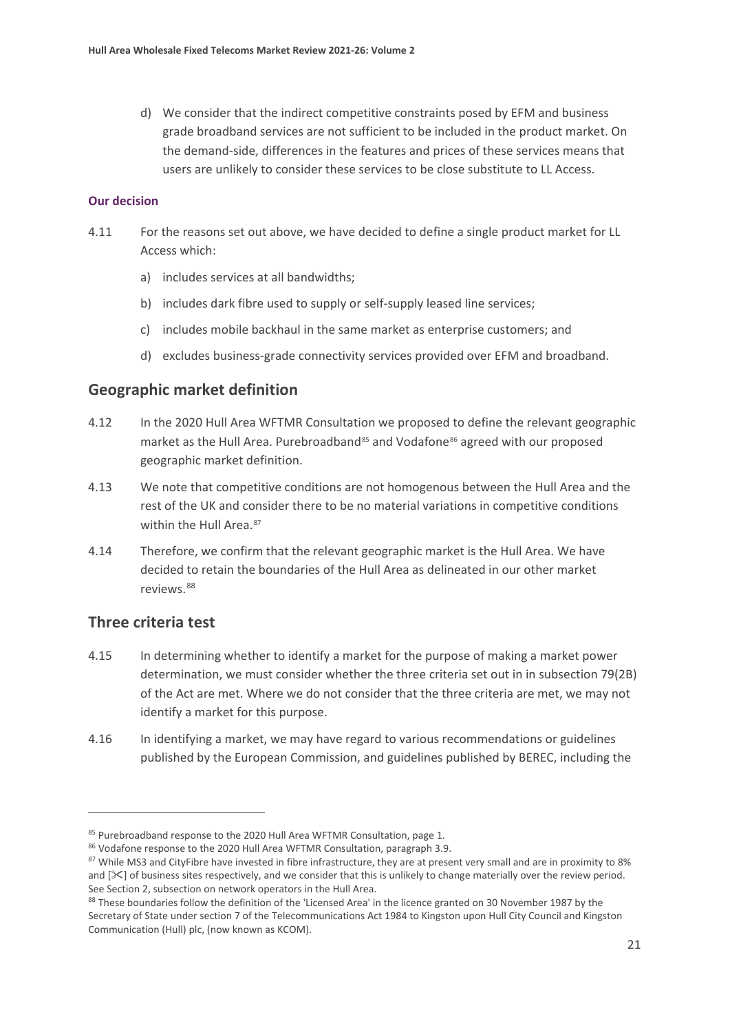d) We consider that the indirect competitive constraints posed by EFM and business grade broadband services are not sufficient to be included in the product market. On the demand-side, differences in the features and prices of these services means that users are unlikely to consider these services to be close substitute to LL Access.

#### Our decision

4.11 For the reasons set out above, we have decided to define a single product market for LL Access which:

a) includes services at all bandwidths;

b) includes dark fibre used to supply or self-supply leased line services;

c) includes mobile backhaul in the same market as enterprise customers; and

d) excludes business-grade connectivity services provided over EFM and broadband.

## Geographic market definition

4.12 In the 2020 Hull Area WFTMR Consultation we proposed to define the relevant geographic market as the Hull Area. Purebroadband[85] and Vodafone[86] agreed with our proposed geographic market definition.

4.13 We note that competitive conditions are not homogenous between the Hull Area and the rest of the UK and consider there to be no material variations in competitive conditions within the Hull Area.[87]

4.14 Therefore, we confirm that the relevant geographic market is the Hull Area. We have decided to retain the boundaries of the Hull Area as delineated in our other market reviews.[88]

## Three criteria test

4.15 In determining whether to identify a market for the purpose of making a market power determination, we must consider whether the three criteria set out in in subsection 79(2B) of the Act are met. Where we do not consider that the three criteria are met, we may not identify a market for this purpose.

4.16 In identifying a market, we may have regard to various recommendations or guidelines published by the European Commission, and guidelines published by BEREC, including the

---

[85] Purebroadband response to the 2020 Hull Area WFTMR Consultation, page 1.

[86] Vodafone response to the 2020 Hull Area WFTMR Consultation, paragraph 3.9.

[87] While MS3 and CityFibre have invested in fibre infrastructure, they are at present very small and are in proximity to 8% and [✂] of business sites respectively, and we consider that this is unlikely to change materially over the review period. See Section 2, subsection on network operators in the Hull Area.

[88] These boundaries follow the definition of the 'Licensed Area' in the licence granted on 30 November 1987 by the Secretary of State under section 7 of the Telecommunications Act 1984 to Kingston upon Hull City Council and Kingston Communication (Hull) plc, (now known as KCOM).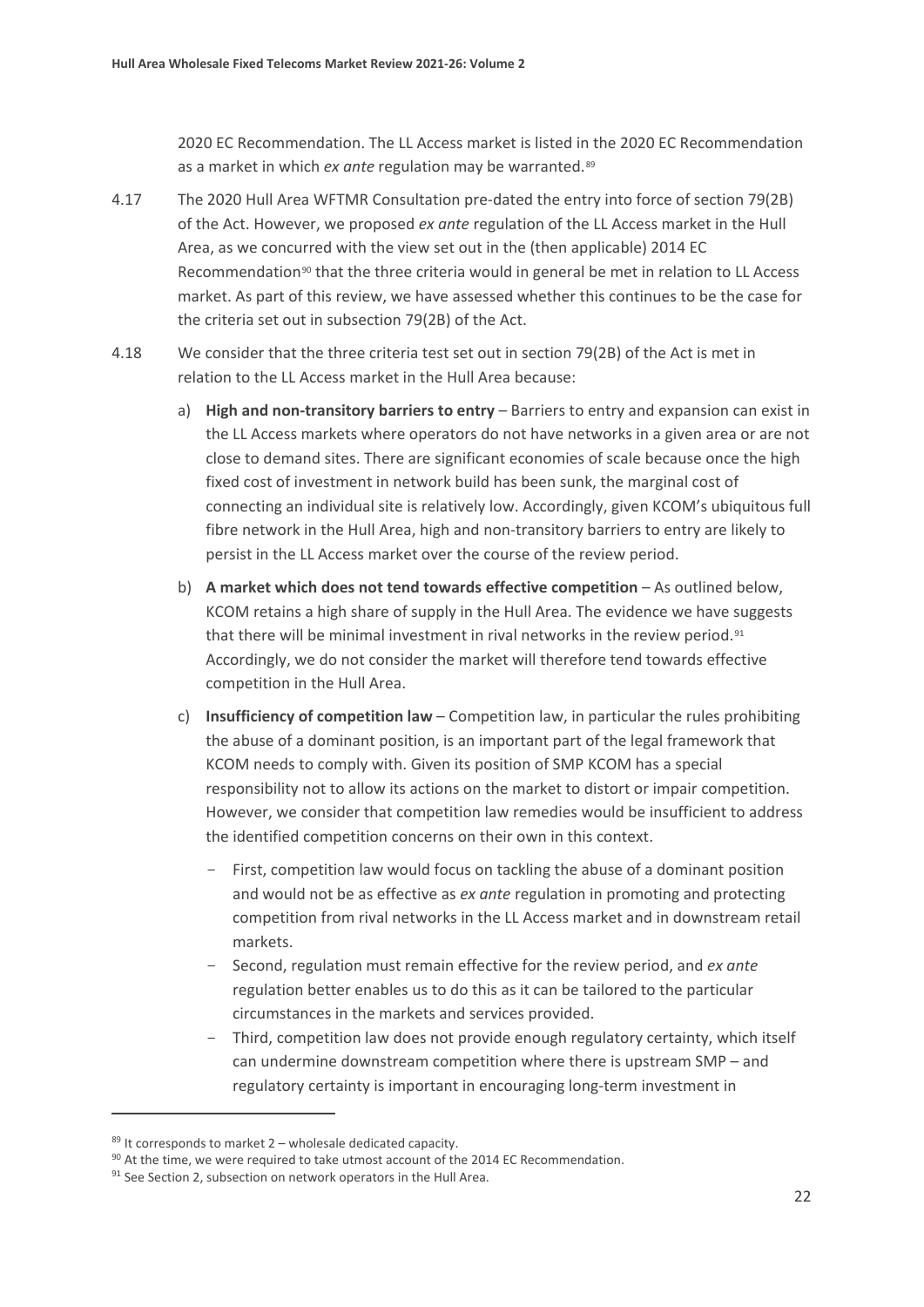2020 EC Recommendation. The LL Access market is listed in the 2020 EC Recommendation as a market in which *ex ante* regulation may be warranted.[89]

4.17 The 2020 Hull Area WFTMR Consultation pre-dated the entry into force of section 79(2B) of the Act. However, we proposed *ex ante* regulation of the LL Access market in the Hull Area, as we concurred with the view set out in the (then applicable) 2014 EC Recommendation[90] that the three criteria would in general be met in relation to LL Access market. As part of this review, we have assessed whether this continues to be the case for the criteria set out in subsection 79(2B) of the Act.

4.18 We consider that the three criteria test set out in section 79(2B) of the Act is met in relation to the LL Access market in the Hull Area because:

a) **High and non-transitory barriers to entry** – Barriers to entry and expansion can exist in the LL Access markets where operators do not have networks in a given area or are not close to demand sites. There are significant economies of scale because once the high fixed cost of investment in network build has been sunk, the marginal cost of connecting an individual site is relatively low. Accordingly, given KCOM's ubiquitous full fibre network in the Hull Area, high and non-transitory barriers to entry are likely to persist in the LL Access market over the course of the review period.

b) **A market which does not tend towards effective competition** – As outlined below, KCOM retains a high share of supply in the Hull Area. The evidence we have suggests that there will be minimal investment in rival networks in the review period.[91] Accordingly, we do not consider the market will therefore tend towards effective competition in the Hull Area.

c) **Insufficiency of competition law** – Competition law, in particular the rules prohibiting the abuse of a dominant position, is an important part of the legal framework that KCOM needs to comply with. Given its position of SMP KCOM has a special responsibility not to allow its actions on the market to distort or impair competition. However, we consider that competition law remedies would be insufficient to address the identified competition concerns on their own in this context.

- First, competition law would focus on tackling the abuse of a dominant position and would not be as effective as *ex ante* regulation in promoting and protecting competition from rival networks in the LL Access market and in downstream retail markets.
- Second, regulation must remain effective for the review period, and *ex ante* regulation better enables us to do this as it can be tailored to the particular circumstances in the markets and services provided.
- Third, competition law does not provide enough regulatory certainty, which itself can undermine downstream competition where there is upstream SMP – and regulatory certainty is important in encouraging long-term investment in

---

[89] It corresponds to market 2 – wholesale dedicated capacity.

[90] At the time, we were required to take utmost account of the 2014 EC Recommendation.

[91] See Section 2, subsection on network operators in the Hull Area.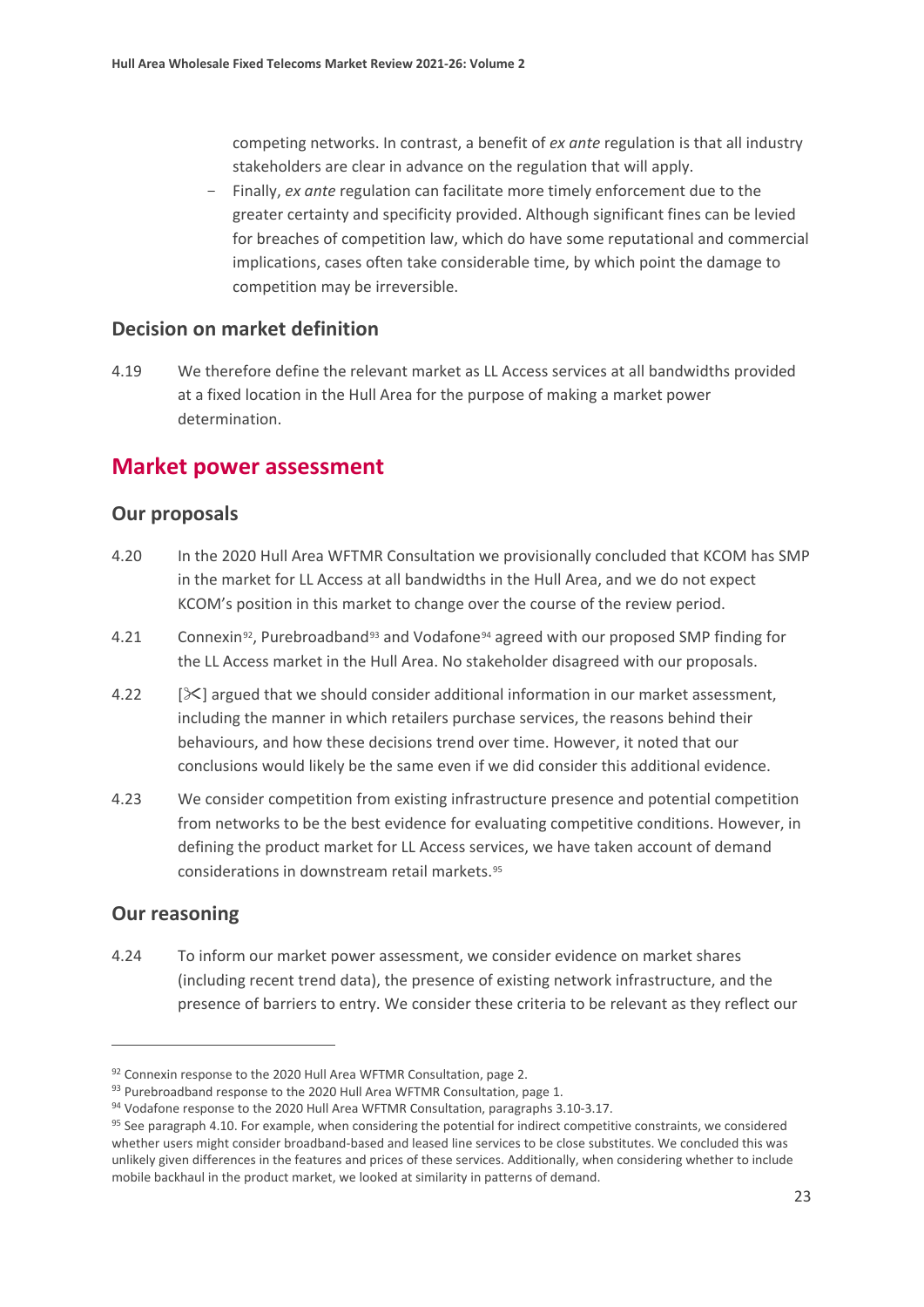competing networks. In contrast, a benefit of *ex ante* regulation is that all industry stakeholders are clear in advance on the regulation that will apply.

- Finally, *ex ante* regulation can facilitate more timely enforcement due to the greater certainty and specificity provided. Although significant fines can be levied for breaches of competition law, which do have some reputational and commercial implications, cases often take considerable time, by which point the damage to competition may be irreversible.

### Decision on market definition

4.19 We therefore define the relevant market as LL Access services at all bandwidths provided at a fixed location in the Hull Area for the purpose of making a market power determination.

## Market power assessment

### Our proposals

4.20 In the 2020 Hull Area WFTMR Consultation we provisionally concluded that KCOM has SMP in the market for LL Access at all bandwidths in the Hull Area, and we do not expect KCOM's position in this market to change over the course of the review period.

4.21 Connexin[92], Purebroadband[93] and Vodafone[94] agreed with our proposed SMP finding for the LL Access market in the Hull Area. No stakeholder disagreed with our proposals.

4.22 [✂] argued that we should consider additional information in our market assessment, including the manner in which retailers purchase services, the reasons behind their behaviours, and how these decisions trend over time. However, it noted that our conclusions would likely be the same even if we did consider this additional evidence.

4.23 We consider competition from existing infrastructure presence and potential competition from networks to be the best evidence for evaluating competitive conditions. However, in defining the product market for LL Access services, we have taken account of demand considerations in downstream retail markets.[95]

### Our reasoning

4.24 To inform our market power assessment, we consider evidence on market shares (including recent trend data), the presence of existing network infrastructure, and the presence of barriers to entry. We consider these criteria to be relevant as they reflect our

---

[92] Connexin response to the 2020 Hull Area WFTMR Consultation, page 2.

[93] Purebroadband response to the 2020 Hull Area WFTMR Consultation, page 1.

[94] Vodafone response to the 2020 Hull Area WFTMR Consultation, paragraphs 3.10-3.17.

[95] See paragraph 4.10. For example, when considering the potential for indirect competitive constraints, we considered whether users might consider broadband-based and leased line services to be close substitutes. We concluded this was unlikely given differences in the features and prices of these services. Additionally, when considering whether to include mobile backhaul in the product market, we looked at similarity in patterns of demand.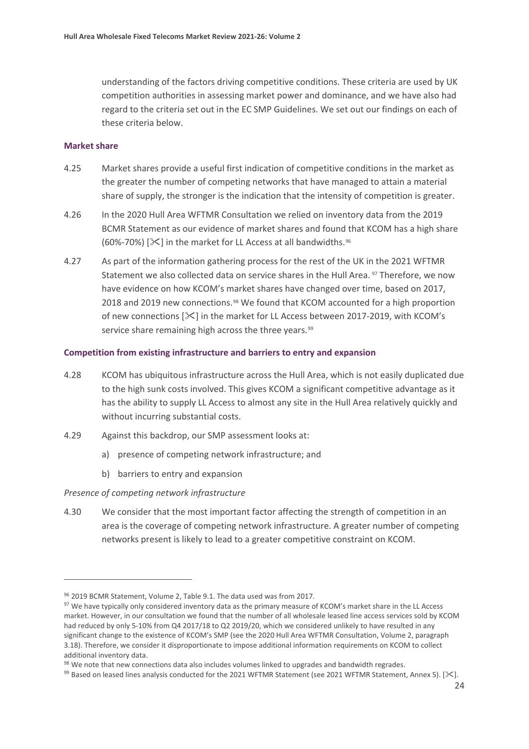understanding of the factors driving competitive conditions. These criteria are used by UK competition authorities in assessing market power and dominance, and we have also had regard to the criteria set out in the EC SMP Guidelines. We set out our findings on each of these criteria below.

### Market share

4.25 Market shares provide a useful first indication of competitive conditions in the market as the greater the number of competing networks that have managed to attain a material share of supply, the stronger is the indication that the intensity of competition is greater.

4.26 In the 2020 Hull Area WFTMR Consultation we relied on inventory data from the 2019 BCMR Statement as our evidence of market shares and found that KCOM has a high share (60%-70%) [✂] in the market for LL Access at all bandwidths.[96]

4.27 As part of the information gathering process for the rest of the UK in the 2021 WFTMR Statement we also collected data on service shares in the Hull Area.[97] Therefore, we now have evidence on how KCOM's market shares have changed over time, based on 2017, 2018 and 2019 new connections.[98] We found that KCOM accounted for a high proportion of new connections [✂] in the market for LL Access between 2017-2019, with KCOM's service share remaining high across the three years.[99]

### Competition from existing infrastructure and barriers to entry and expansion

4.28 KCOM has ubiquitous infrastructure across the Hull Area, which is not easily duplicated due to the high sunk costs involved. This gives KCOM a significant competitive advantage as it has the ability to supply LL Access to almost any site in the Hull Area relatively quickly and without incurring substantial costs.

4.29 Against this backdrop, our SMP assessment looks at:

a) presence of competing network infrastructure; and

b) barriers to entry and expansion

*Presence of competing network infrastructure*

4.30 We consider that the most important factor affecting the strength of competition in an area is the coverage of competing network infrastructure. A greater number of competing networks present is likely to lead to a greater competitive constraint on KCOM.

---

[96] 2019 BCMR Statement, Volume 2, Table 9.1. The data used was from 2017.

[97] We have typically only considered inventory data as the primary measure of KCOM's market share in the LL Access market. However, in our consultation we found that the number of all wholesale leased line access services sold by KCOM had reduced by only 5-10% from Q4 2017/18 to Q2 2019/20, which we considered unlikely to have resulted in any significant change to the existence of KCOM's SMP (see the 2020 Hull Area WFTMR Consultation, Volume 2, paragraph 3.18). Therefore, we consider it disproportionate to impose additional information requirements on KCOM to collect additional inventory data.

[98] We note that new connections data also includes volumes linked to upgrades and bandwidth regrades.

[99] Based on leased lines analysis conducted for the 2021 WFTMR Statement (see 2021 WFTMR Statement, Annex 5). [✂].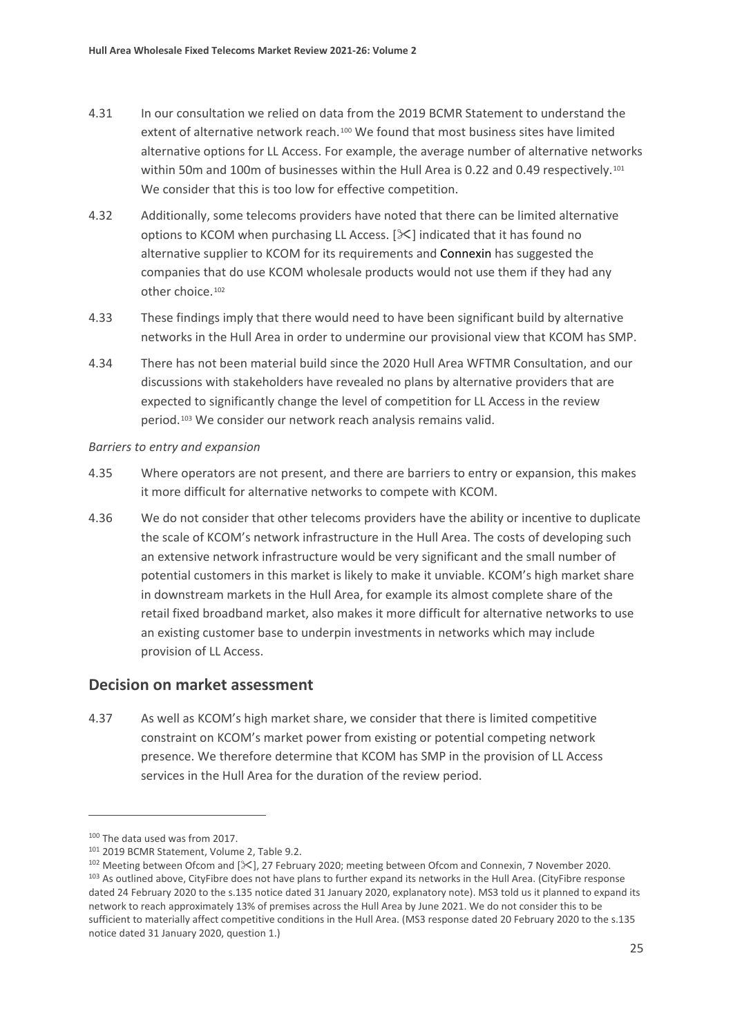4.31 In our consultation we relied on data from the 2019 BCMR Statement to understand the extent of alternative network reach.[100] We found that most business sites have limited alternative options for LL Access. For example, the average number of alternative networks within 50m and 100m of businesses within the Hull Area is 0.22 and 0.49 respectively.[101] We consider that this is too low for effective competition.

4.32 Additionally, some telecoms providers have noted that there can be limited alternative options to KCOM when purchasing LL Access. [✂] indicated that it has found no alternative supplier to KCOM for its requirements and Connexin has suggested the companies that do use KCOM wholesale products would not use them if they had any other choice.[102]

4.33 These findings imply that there would need to have been significant build by alternative networks in the Hull Area in order to undermine our provisional view that KCOM has SMP.

4.34 There has not been material build since the 2020 Hull Area WFTMR Consultation, and our discussions with stakeholders have revealed no plans by alternative providers that are expected to significantly change the level of competition for LL Access in the review period.[103] We consider our network reach analysis remains valid.

*Barriers to entry and expansion*

4.35 Where operators are not present, and there are barriers to entry or expansion, this makes it more difficult for alternative networks to compete with KCOM.

4.36 We do not consider that other telecoms providers have the ability or incentive to duplicate the scale of KCOM's network infrastructure in the Hull Area. The costs of developing such an extensive network infrastructure would be very significant and the small number of potential customers in this market is likely to make it unviable. KCOM's high market share in downstream markets in the Hull Area, for example its almost complete share of the retail fixed broadband market, also makes it more difficult for alternative networks to use an existing customer base to underpin investments in networks which may include provision of LL Access.

## Decision on market assessment

4.37 As well as KCOM's high market share, we consider that there is limited competitive constraint on KCOM's market power from existing or potential competing network presence. We therefore determine that KCOM has SMP in the provision of LL Access services in the Hull Area for the duration of the review period.

---

[100] The data used was from 2017.

[101] 2019 BCMR Statement, Volume 2, Table 9.2.

[102] Meeting between Ofcom and [✂], 27 February 2020; meeting between Ofcom and Connexin, 7 November 2020.

[103] As outlined above, CityFibre does not have plans to further expand its networks in the Hull Area. (CityFibre response dated 24 February 2020 to the s.135 notice dated 31 January 2020, explanatory note). MS3 told us it planned to expand its network to reach approximately 13% of premises across the Hull Area by June 2021. We do not consider this to be sufficient to materially affect competitive conditions in the Hull Area. (MS3 response dated 20 February 2020 to the s.135 notice dated 31 January 2020, question 1.)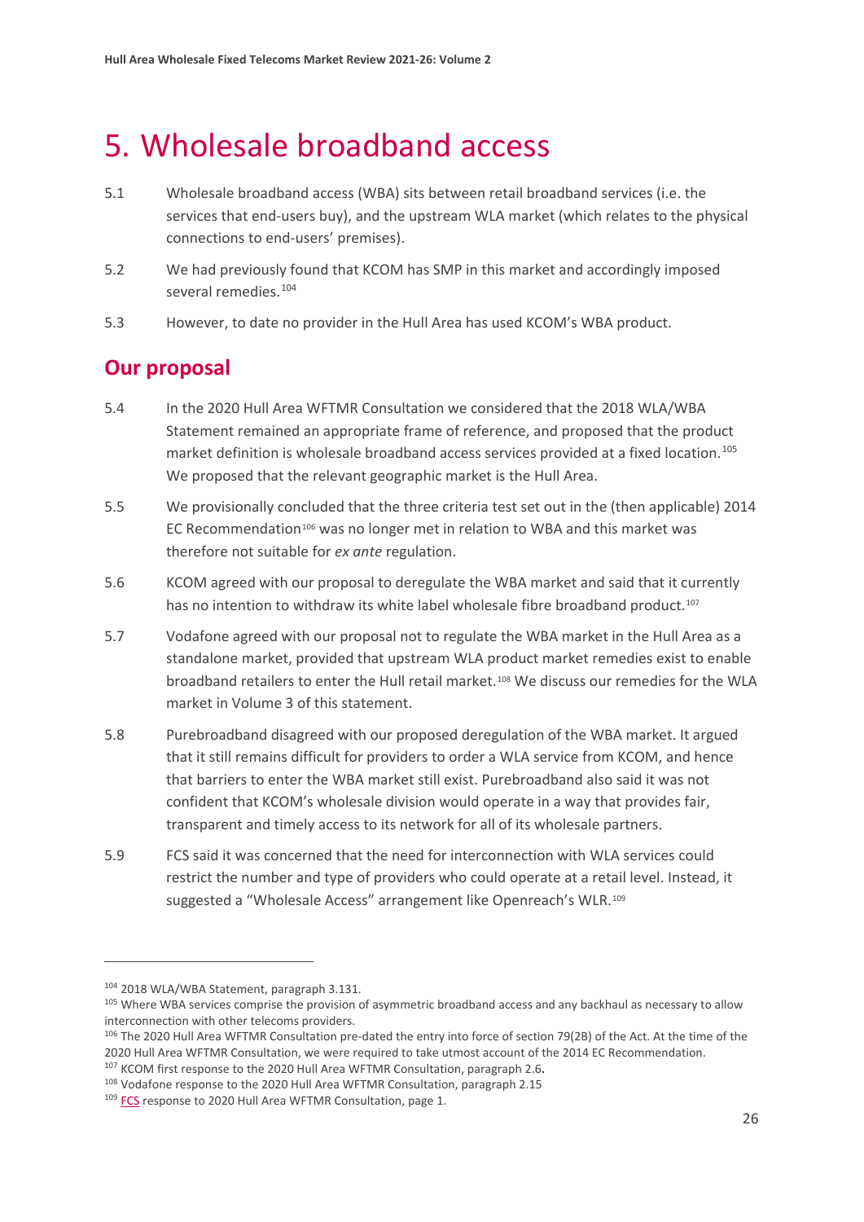# 5. Wholesale broadband access

5.1 Wholesale broadband access (WBA) sits between retail broadband services (i.e. the services that end-users buy), and the upstream WLA market (which relates to the physical connections to end-users' premises).

5.2 We had previously found that KCOM has SMP in this market and accordingly imposed several remedies.[104]

5.3 However, to date no provider in the Hull Area has used KCOM's WBA product.

## Our proposal

5.4 In the 2020 Hull Area WFTMR Consultation we considered that the 2018 WLA/WBA Statement remained an appropriate frame of reference, and proposed that the product market definition is wholesale broadband access services provided at a fixed location.[105] We proposed that the relevant geographic market is the Hull Area.

5.5 We provisionally concluded that the three criteria test set out in the (then applicable) 2014 EC Recommendation[106] was no longer met in relation to WBA and this market was therefore not suitable for *ex ante* regulation.

5.6 KCOM agreed with our proposal to deregulate the WBA market and said that it currently has no intention to withdraw its white label wholesale fibre broadband product.[107]

5.7 Vodafone agreed with our proposal not to regulate the WBA market in the Hull Area as a standalone market, provided that upstream WLA product market remedies exist to enable broadband retailers to enter the Hull retail market.[108] We discuss our remedies for the WLA market in Volume 3 of this statement.

5.8 Purebroadband disagreed with our proposed deregulation of the WBA market. It argued that it still remains difficult for providers to order a WLA service from KCOM, and hence that barriers to enter the WBA market still exist. Purebroadband also said it was not confident that KCOM's wholesale division would operate in a way that provides fair, transparent and timely access to its network for all of its wholesale partners.

5.9 FCS said it was concerned that the need for interconnection with WLA services could restrict the number and type of providers who could operate at a retail level. Instead, it suggested a "Wholesale Access" arrangement like Openreach's WLR.[109]

---

[104] 2018 WLA/WBA Statement, paragraph 3.131.

[105] Where WBA services comprise the provision of asymmetric broadband access and any backhaul as necessary to allow interconnection with other telecoms providers.

[106] The 2020 Hull Area WFTMR Consultation pre-dated the entry into force of section 79(2B) of the Act. At the time of the 2020 Hull Area WFTMR Consultation, we were required to take utmost account of the 2014 EC Recommendation.

[107] KCOM first response to the 2020 Hull Area WFTMR Consultation, paragraph 2.6**.**

[108] Vodafone response to the 2020 Hull Area WFTMR Consultation, paragraph 2.15

[109] FCS response to 2020 Hull Area WFTMR Consultation, page 1.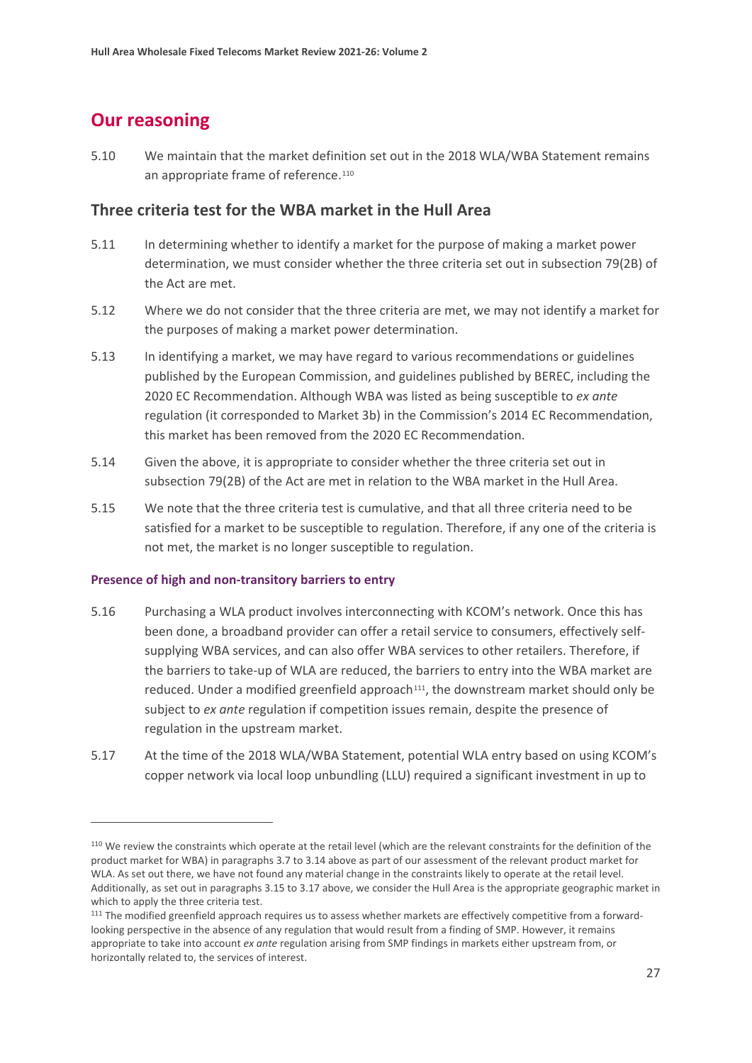## Our reasoning

5.10 We maintain that the market definition set out in the 2018 WLA/WBA Statement remains an appropriate frame of reference.[110]

### Three criteria test for the WBA market in the Hull Area

5.11 In determining whether to identify a market for the purpose of making a market power determination, we must consider whether the three criteria set out in subsection 79(2B) of the Act are met.

5.12 Where we do not consider that the three criteria are met, we may not identify a market for the purposes of making a market power determination.

5.13 In identifying a market, we may have regard to various recommendations or guidelines published by the European Commission, and guidelines published by BEREC, including the 2020 EC Recommendation. Although WBA was listed as being susceptible to *ex ante* regulation (it corresponded to Market 3b) in the Commission's 2014 EC Recommendation, this market has been removed from the 2020 EC Recommendation.

5.14 Given the above, it is appropriate to consider whether the three criteria set out in subsection 79(2B) of the Act are met in relation to the WBA market in the Hull Area.

5.15 We note that the three criteria test is cumulative, and that all three criteria need to be satisfied for a market to be susceptible to regulation. Therefore, if any one of the criteria is not met, the market is no longer susceptible to regulation.

#### Presence of high and non-transitory barriers to entry

5.16 Purchasing a WLA product involves interconnecting with KCOM's network. Once this has been done, a broadband provider can offer a retail service to consumers, effectively self-supplying WBA services, and can also offer WBA services to other retailers. Therefore, if the barriers to take-up of WLA are reduced, the barriers to entry into the WBA market are reduced. Under a modified greenfield approach[111], the downstream market should only be subject to *ex ante* regulation if competition issues remain, despite the presence of regulation in the upstream market.

5.17 At the time of the 2018 WLA/WBA Statement, potential WLA entry based on using KCOM's copper network via local loop unbundling (LLU) required a significant investment in up to

[110] We review the constraints which operate at the retail level (which are the relevant constraints for the definition of the product market for WBA) in paragraphs 3.7 to 3.14 above as part of our assessment of the relevant product market for WLA. As set out there, we have not found any material change in the constraints likely to operate at the retail level. Additionally, as set out in paragraphs 3.15 to 3.17 above, we consider the Hull Area is the appropriate geographic market in which to apply the three criteria test.

[111] The modified greenfield approach requires us to assess whether markets are effectively competitive from a forward-looking perspective in the absence of any regulation that would result from a finding of SMP. However, it remains appropriate to take into account *ex ante* regulation arising from SMP findings in markets either upstream from, or horizontally related to, the services of interest.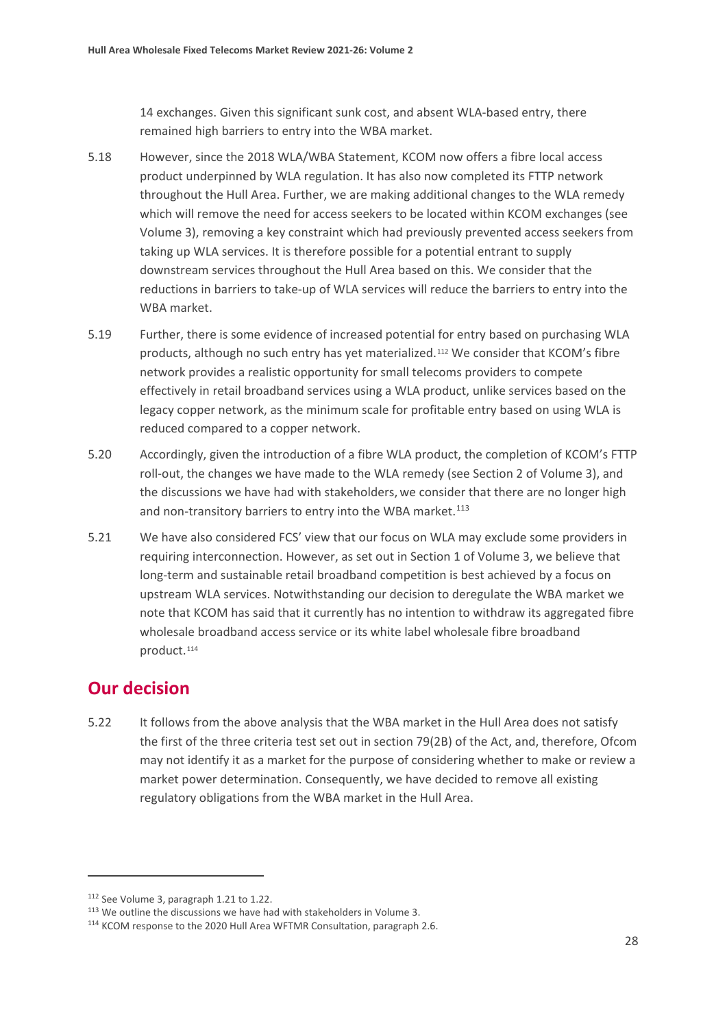14 exchanges. Given this significant sunk cost, and absent WLA-based entry, there remained high barriers to entry into the WBA market.

5.18 However, since the 2018 WLA/WBA Statement, KCOM now offers a fibre local access product underpinned by WLA regulation. It has also now completed its FTTP network throughout the Hull Area. Further, we are making additional changes to the WLA remedy which will remove the need for access seekers to be located within KCOM exchanges (see Volume 3), removing a key constraint which had previously prevented access seekers from taking up WLA services. It is therefore possible for a potential entrant to supply downstream services throughout the Hull Area based on this. We consider that the reductions in barriers to take-up of WLA services will reduce the barriers to entry into the WBA market.

5.19 Further, there is some evidence of increased potential for entry based on purchasing WLA products, although no such entry has yet materialized.[112] We consider that KCOM's fibre network provides a realistic opportunity for small telecoms providers to compete effectively in retail broadband services using a WLA product, unlike services based on the legacy copper network, as the minimum scale for profitable entry based on using WLA is reduced compared to a copper network.

5.20 Accordingly, given the introduction of a fibre WLA product, the completion of KCOM's FTTP roll-out, the changes we have made to the WLA remedy (see Section 2 of Volume 3), and the discussions we have had with stakeholders, we consider that there are no longer high and non-transitory barriers to entry into the WBA market.[113]

5.21 We have also considered FCS' view that our focus on WLA may exclude some providers in requiring interconnection. However, as set out in Section 1 of Volume 3, we believe that long-term and sustainable retail broadband competition is best achieved by a focus on upstream WLA services. Notwithstanding our decision to deregulate the WBA market we note that KCOM has said that it currently has no intention to withdraw its aggregated fibre wholesale broadband access service or its white label wholesale fibre broadband product.[114]

## Our decision

5.22 It follows from the above analysis that the WBA market in the Hull Area does not satisfy the first of the three criteria test set out in section 79(2B) of the Act, and, therefore, Ofcom may not identify it as a market for the purpose of considering whether to make or review a market power determination. Consequently, we have decided to remove all existing regulatory obligations from the WBA market in the Hull Area.

---

[112] See Volume 3, paragraph 1.21 to 1.22.

[113] We outline the discussions we have had with stakeholders in Volume 3.

[114] KCOM response to the 2020 Hull Area WFTMR Consultation, paragraph 2.6.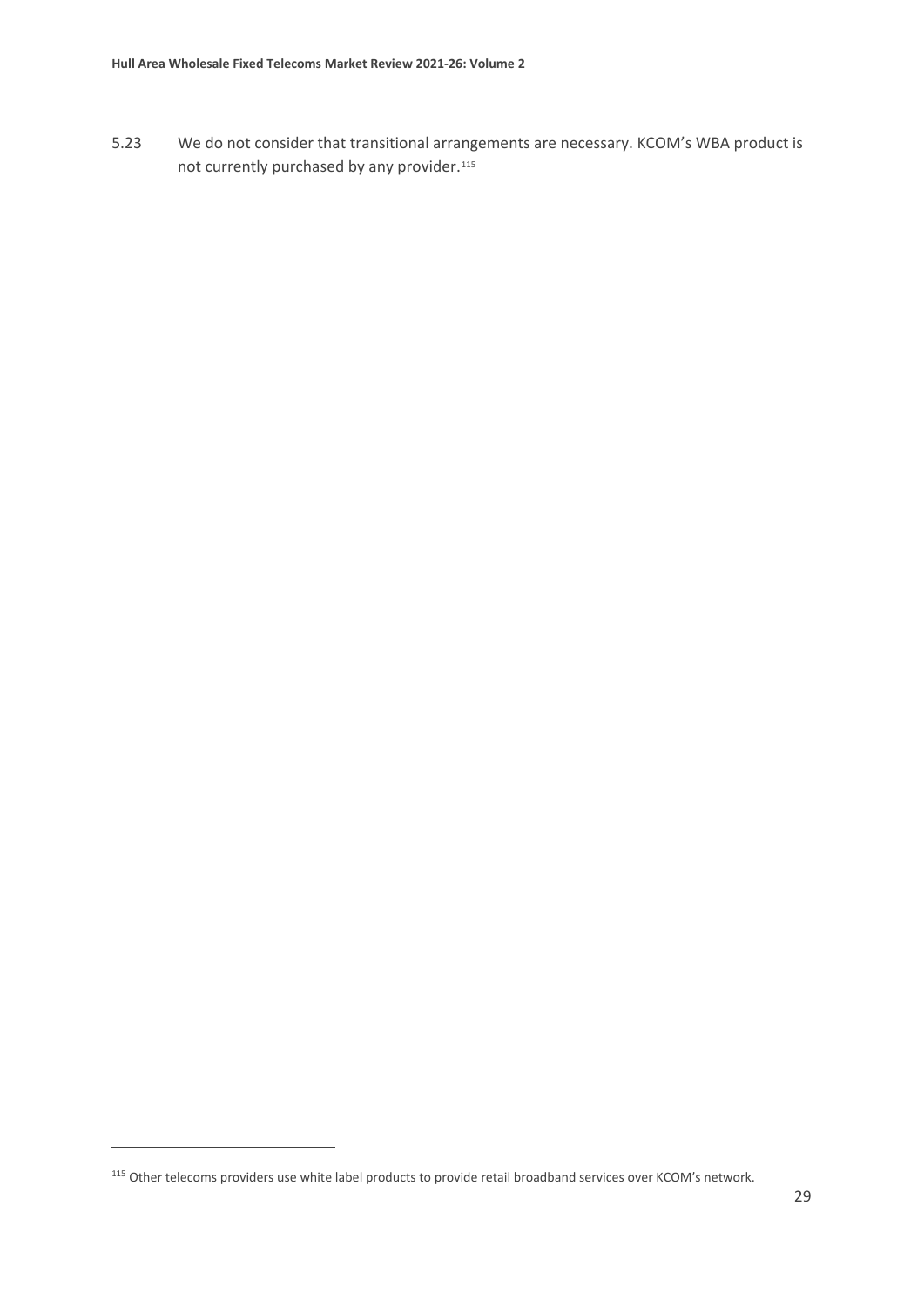5.23 We do not consider that transitional arrangements are necessary. KCOM's WBA product is not currently purchased by any provider.[115]

[115] Other telecoms providers use white label products to provide retail broadband services over KCOM's network.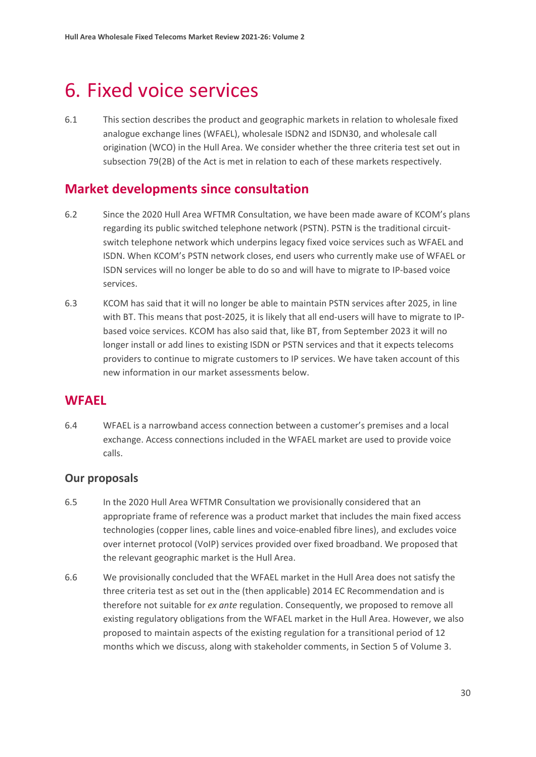# 6. Fixed voice services

6.1 This section describes the product and geographic markets in relation to wholesale fixed analogue exchange lines (WFAEL), wholesale ISDN2 and ISDN30, and wholesale call origination (WCO) in the Hull Area. We consider whether the three criteria test set out in subsection 79(2B) of the Act is met in relation to each of these markets respectively.

## Market developments since consultation

6.2 Since the 2020 Hull Area WFTMR Consultation, we have been made aware of KCOM's plans regarding its public switched telephone network (PSTN). PSTN is the traditional circuit-switch telephone network which underpins legacy fixed voice services such as WFAEL and ISDN. When KCOM's PSTN network closes, end users who currently make use of WFAEL or ISDN services will no longer be able to do so and will have to migrate to IP-based voice services.

6.3 KCOM has said that it will no longer be able to maintain PSTN services after 2025, in line with BT. This means that post-2025, it is likely that all end-users will have to migrate to IP-based voice services. KCOM has also said that, like BT, from September 2023 it will no longer install or add lines to existing ISDN or PSTN services and that it expects telecoms providers to continue to migrate customers to IP services. We have taken account of this new information in our market assessments below.

## WFAEL

6.4 WFAEL is a narrowband access connection between a customer's premises and a local exchange. Access connections included in the WFAEL market are used to provide voice calls.

### Our proposals

6.5 In the 2020 Hull Area WFTMR Consultation we provisionally considered that an appropriate frame of reference was a product market that includes the main fixed access technologies (copper lines, cable lines and voice-enabled fibre lines), and excludes voice over internet protocol (VoIP) services provided over fixed broadband. We proposed that the relevant geographic market is the Hull Area.

6.6 We provisionally concluded that the WFAEL market in the Hull Area does not satisfy the three criteria test as set out in the (then applicable) 2014 EC Recommendation and is therefore not suitable for *ex ante* regulation. Consequently, we proposed to remove all existing regulatory obligations from the WFAEL market in the Hull Area. However, we also proposed to maintain aspects of the existing regulation for a transitional period of 12 months which we discuss, along with stakeholder comments, in Section 5 of Volume 3.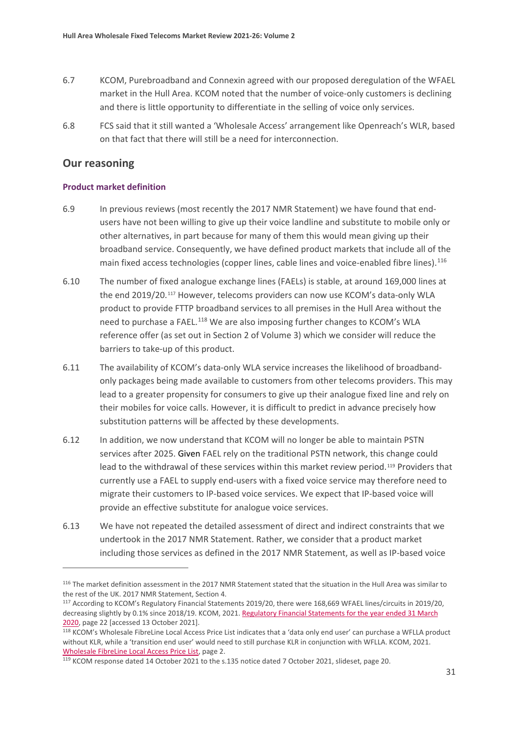6.7 KCOM, Purebroadband and Connexin agreed with our proposed deregulation of the WFAEL market in the Hull Area. KCOM noted that the number of voice-only customers is declining and there is little opportunity to differentiate in the selling of voice only services.

6.8 FCS said that it still wanted a 'Wholesale Access' arrangement like Openreach's WLR, based on that fact that there will still be a need for interconnection.

## Our reasoning

### Product market definition

6.9 In previous reviews (most recently the 2017 NMR Statement) we have found that end-users have not been willing to give up their voice landline and substitute to mobile only or other alternatives, in part because for many of them this would mean giving up their broadband service. Consequently, we have defined product markets that include all of the main fixed access technologies (copper lines, cable lines and voice-enabled fibre lines).[116]

6.10 The number of fixed analogue exchange lines (FAELs) is stable, at around 169,000 lines at the end 2019/20.[117] However, telecoms providers can now use KCOM's data-only WLA product to provide FTTP broadband services to all premises in the Hull Area without the need to purchase a FAEL.[118] We are also imposing further changes to KCOM's WLA reference offer (as set out in Section 2 of Volume 3) which we consider will reduce the barriers to take-up of this product.

6.11 The availability of KCOM's data-only WLA service increases the likelihood of broadband-only packages being made available to customers from other telecoms providers. This may lead to a greater propensity for consumers to give up their analogue fixed line and rely on their mobiles for voice calls. However, it is difficult to predict in advance precisely how substitution patterns will be affected by these developments.

6.12 In addition, we now understand that KCOM will no longer be able to maintain PSTN services after 2025. Given FAEL rely on the traditional PSTN network, this change could lead to the withdrawal of these services within this market review period.[119] Providers that currently use a FAEL to supply end-users with a fixed voice service may therefore need to migrate their customers to IP-based voice services. We expect that IP-based voice will provide an effective substitute for analogue voice services.

6.13 We have not repeated the detailed assessment of direct and indirect constraints that we undertook in the 2017 NMR Statement. Rather, we consider that a product market including those services as defined in the 2017 NMR Statement, as well as IP-based voice

---

[116] The market definition assessment in the 2017 NMR Statement stated that the situation in the Hull Area was similar to the rest of the UK. 2017 NMR Statement, Section 4.

[117] According to KCOM's Regulatory Financial Statements 2019/20, there were 168,669 WFAEL lines/circuits in 2019/20, decreasing slightly by 0.1% since 2018/19. KCOM, 2021. Regulatory Financial Statements for the year ended 31 March 2020, page 22 [accessed 13 October 2021].

[118] KCOM's Wholesale FibreLine Local Access Price List indicates that a 'data only end user' can purchase a WFLLA product without KLR, while a 'transition end user' would need to still purchase KLR in conjunction with WFLLA. KCOM, 2021. Wholesale FibreLine Local Access Price List, page 2.

[119] KCOM response dated 14 October 2021 to the s.135 notice dated 7 October 2021, slideset, page 20.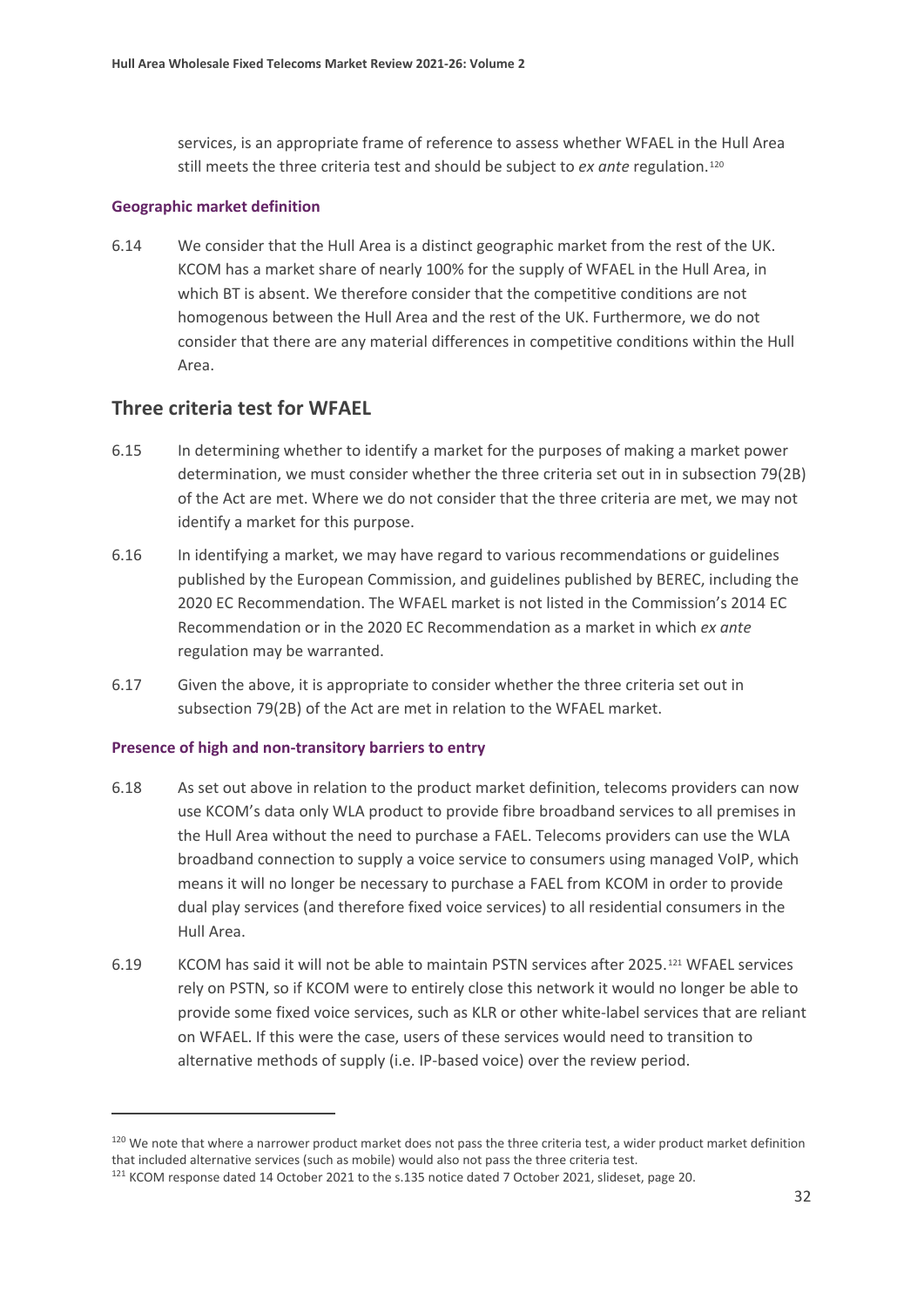services, is an appropriate frame of reference to assess whether WFAEL in the Hull Area still meets the three criteria test and should be subject to *ex ante* regulation.[120]

### Geographic market definition

6.14 We consider that the Hull Area is a distinct geographic market from the rest of the UK. KCOM has a market share of nearly 100% for the supply of WFAEL in the Hull Area, in which BT is absent. We therefore consider that the competitive conditions are not homogenous between the Hull Area and the rest of the UK. Furthermore, we do not consider that there are any material differences in competitive conditions within the Hull Area.

## Three criteria test for WFAEL

6.15 In determining whether to identify a market for the purposes of making a market power determination, we must consider whether the three criteria set out in in subsection 79(2B) of the Act are met. Where we do not consider that the three criteria are met, we may not identify a market for this purpose.

6.16 In identifying a market, we may have regard to various recommendations or guidelines published by the European Commission, and guidelines published by BEREC, including the 2020 EC Recommendation. The WFAEL market is not listed in the Commission's 2014 EC Recommendation or in the 2020 EC Recommendation as a market in which *ex ante* regulation may be warranted.

6.17 Given the above, it is appropriate to consider whether the three criteria set out in subsection 79(2B) of the Act are met in relation to the WFAEL market.

### Presence of high and non-transitory barriers to entry

6.18 As set out above in relation to the product market definition, telecoms providers can now use KCOM's data only WLA product to provide fibre broadband services to all premises in the Hull Area without the need to purchase a FAEL. Telecoms providers can use the WLA broadband connection to supply a voice service to consumers using managed VoIP, which means it will no longer be necessary to purchase a FAEL from KCOM in order to provide dual play services (and therefore fixed voice services) to all residential consumers in the Hull Area.

6.19 KCOM has said it will not be able to maintain PSTN services after 2025.[121] WFAEL services rely on PSTN, so if KCOM were to entirely close this network it would no longer be able to provide some fixed voice services, such as KLR or other white-label services that are reliant on WFAEL. If this were the case, users of these services would need to transition to alternative methods of supply (i.e. IP-based voice) over the review period.

---

[120] We note that where a narrower product market does not pass the three criteria test, a wider product market definition that included alternative services (such as mobile) would also not pass the three criteria test.

[121] KCOM response dated 14 October 2021 to the s.135 notice dated 7 October 2021, slideset, page 20.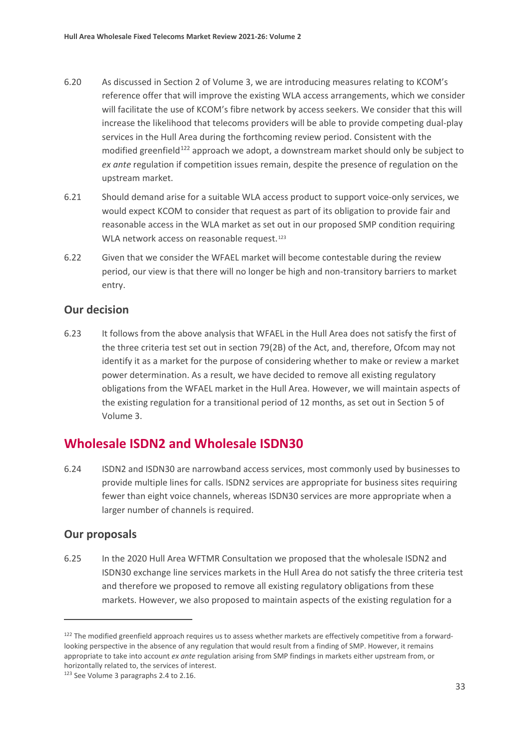6.20 As discussed in Section 2 of Volume 3, we are introducing measures relating to KCOM's reference offer that will improve the existing WLA access arrangements, which we consider will facilitate the use of KCOM's fibre network by access seekers. We consider that this will increase the likelihood that telecoms providers will be able to provide competing dual-play services in the Hull Area during the forthcoming review period. Consistent with the modified greenfield[122] approach we adopt, a downstream market should only be subject to *ex ante* regulation if competition issues remain, despite the presence of regulation on the upstream market.

6.21 Should demand arise for a suitable WLA access product to support voice-only services, we would expect KCOM to consider that request as part of its obligation to provide fair and reasonable access in the WLA market as set out in our proposed SMP condition requiring WLA network access on reasonable request.[123]

6.22 Given that we consider the WFAEL market will become contestable during the review period, our view is that there will no longer be high and non-transitory barriers to market entry.

### Our decision

6.23 It follows from the above analysis that WFAEL in the Hull Area does not satisfy the first of the three criteria test set out in section 79(2B) of the Act, and, therefore, Ofcom may not identify it as a market for the purpose of considering whether to make or review a market power determination. As a result, we have decided to remove all existing regulatory obligations from the WFAEL market in the Hull Area. However, we will maintain aspects of the existing regulation for a transitional period of 12 months, as set out in Section 5 of Volume 3.

## Wholesale ISDN2 and Wholesale ISDN30

6.24 ISDN2 and ISDN30 are narrowband access services, most commonly used by businesses to provide multiple lines for calls. ISDN2 services are appropriate for business sites requiring fewer than eight voice channels, whereas ISDN30 services are more appropriate when a larger number of channels is required.

### Our proposals

6.25 In the 2020 Hull Area WFTMR Consultation we proposed that the wholesale ISDN2 and ISDN30 exchange line services markets in the Hull Area do not satisfy the three criteria test and therefore we proposed to remove all existing regulatory obligations from these markets. However, we also proposed to maintain aspects of the existing regulation for a

---

[122] The modified greenfield approach requires us to assess whether markets are effectively competitive from a forward-looking perspective in the absence of any regulation that would result from a finding of SMP. However, it remains appropriate to take into account *ex ante* regulation arising from SMP findings in markets either upstream from, or horizontally related to, the services of interest.

[123] See Volume 3 paragraphs 2.4 to 2.16.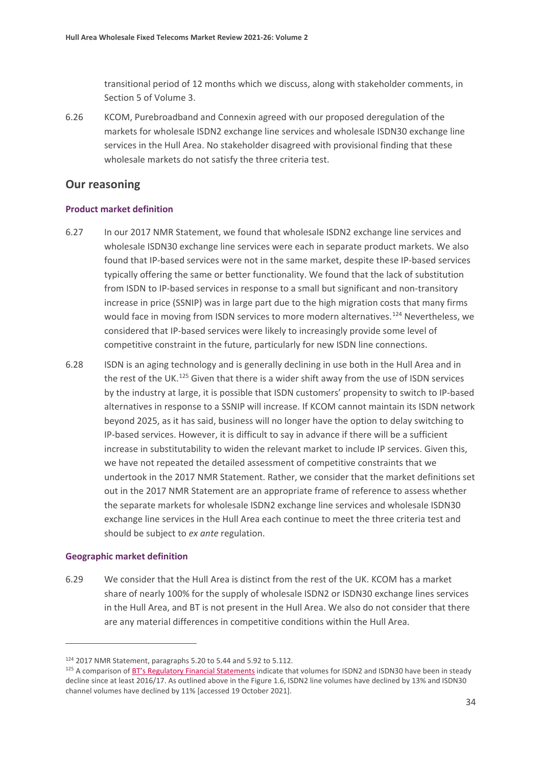transitional period of 12 months which we discuss, along with stakeholder comments, in Section 5 of Volume 3.

6.26 KCOM, Purebroadband and Connexin agreed with our proposed deregulation of the markets for wholesale ISDN2 exchange line services and wholesale ISDN30 exchange line services in the Hull Area. No stakeholder disagreed with provisional finding that these wholesale markets do not satisfy the three criteria test.

## Our reasoning

### Product market definition

6.27 In our 2017 NMR Statement, we found that wholesale ISDN2 exchange line services and wholesale ISDN30 exchange line services were each in separate product markets. We also found that IP-based services were not in the same market, despite these IP-based services typically offering the same or better functionality. We found that the lack of substitution from ISDN to IP-based services in response to a small but significant and non-transitory increase in price (SSNIP) was in large part due to the high migration costs that many firms would face in moving from ISDN services to more modern alternatives.[124] Nevertheless, we considered that IP-based services were likely to increasingly provide some level of competitive constraint in the future, particularly for new ISDN line connections.

6.28 ISDN is an aging technology and is generally declining in use both in the Hull Area and in the rest of the UK.[125] Given that there is a wider shift away from the use of ISDN services by the industry at large, it is possible that ISDN customers' propensity to switch to IP-based alternatives in response to a SSNIP will increase. If KCOM cannot maintain its ISDN network beyond 2025, as it has said, business will no longer have the option to delay switching to IP-based services. However, it is difficult to say in advance if there will be a sufficient increase in substitutability to widen the relevant market to include IP services. Given this, we have not repeated the detailed assessment of competitive constraints that we undertook in the 2017 NMR Statement. Rather, we consider that the market definitions set out in the 2017 NMR Statement are an appropriate frame of reference to assess whether the separate markets for wholesale ISDN2 exchange line services and wholesale ISDN30 exchange line services in the Hull Area each continue to meet the three criteria test and should be subject to *ex ante* regulation.

### Geographic market definition

6.29 We consider that the Hull Area is distinct from the rest of the UK. KCOM has a market share of nearly 100% for the supply of wholesale ISDN2 or ISDN30 exchange lines services in the Hull Area, and BT is not present in the Hull Area. We also do not consider that there are any material differences in competitive conditions within the Hull Area.

---

[124] 2017 NMR Statement, paragraphs 5.20 to 5.44 and 5.92 to 5.112.

[125] A comparison of BT's Regulatory Financial Statements indicate that volumes for ISDN2 and ISDN30 have been in steady decline since at least 2016/17. As outlined above in the Figure 1.6, ISDN2 line volumes have declined by 13% and ISDN30 channel volumes have declined by 11% [accessed 19 October 2021].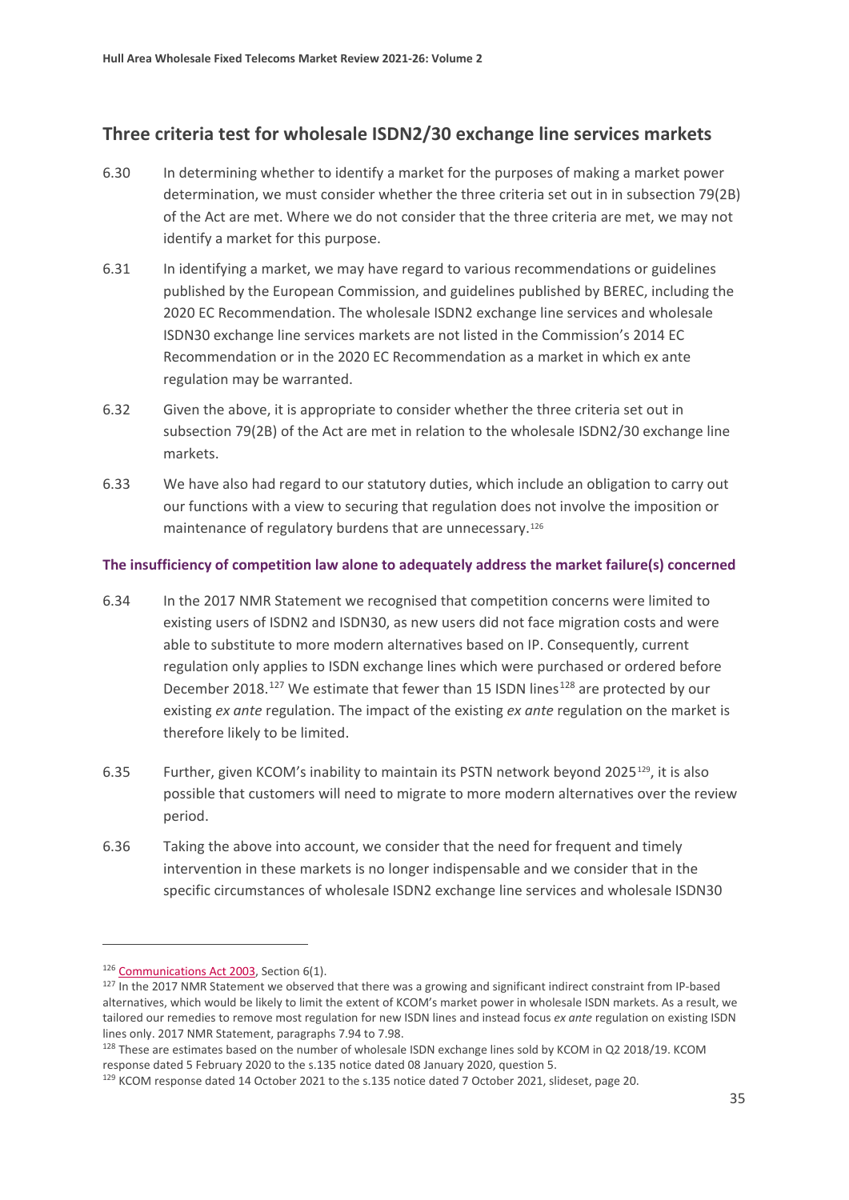## Three criteria test for wholesale ISDN2/30 exchange line services markets

6.30 In determining whether to identify a market for the purposes of making a market power determination, we must consider whether the three criteria set out in in subsection 79(2B) of the Act are met. Where we do not consider that the three criteria are met, we may not identify a market for this purpose.

6.31 In identifying a market, we may have regard to various recommendations or guidelines published by the European Commission, and guidelines published by BEREC, including the 2020 EC Recommendation. The wholesale ISDN2 exchange line services and wholesale ISDN30 exchange line services markets are not listed in the Commission's 2014 EC Recommendation or in the 2020 EC Recommendation as a market in which ex ante regulation may be warranted.

6.32 Given the above, it is appropriate to consider whether the three criteria set out in subsection 79(2B) of the Act are met in relation to the wholesale ISDN2/30 exchange line markets.

6.33 We have also had regard to our statutory duties, which include an obligation to carry out our functions with a view to securing that regulation does not involve the imposition or maintenance of regulatory burdens that are unnecessary.[126]

### The insufficiency of competition law alone to adequately address the market failure(s) concerned

6.34 In the 2017 NMR Statement we recognised that competition concerns were limited to existing users of ISDN2 and ISDN30, as new users did not face migration costs and were able to substitute to more modern alternatives based on IP. Consequently, current regulation only applies to ISDN exchange lines which were purchased or ordered before December 2018.[127] We estimate that fewer than 15 ISDN lines[128] are protected by our existing *ex ante* regulation. The impact of the existing *ex ante* regulation on the market is therefore likely to be limited.

6.35 Further, given KCOM's inability to maintain its PSTN network beyond 2025[129], it is also possible that customers will need to migrate to more modern alternatives over the review period.

6.36 Taking the above into account, we consider that the need for frequent and timely intervention in these markets is no longer indispensable and we consider that in the specific circumstances of wholesale ISDN2 exchange line services and wholesale ISDN30

---

[126] Communications Act 2003, Section 6(1).

[127] In the 2017 NMR Statement we observed that there was a growing and significant indirect constraint from IP-based alternatives, which would be likely to limit the extent of KCOM's market power in wholesale ISDN markets. As a result, we tailored our remedies to remove most regulation for new ISDN lines and instead focus *ex ante* regulation on existing ISDN lines only. 2017 NMR Statement, paragraphs 7.94 to 7.98.

[128] These are estimates based on the number of wholesale ISDN exchange lines sold by KCOM in Q2 2018/19. KCOM response dated 5 February 2020 to the s.135 notice dated 08 January 2020, question 5.

[129] KCOM response dated 14 October 2021 to the s.135 notice dated 7 October 2021, slideset, page 20.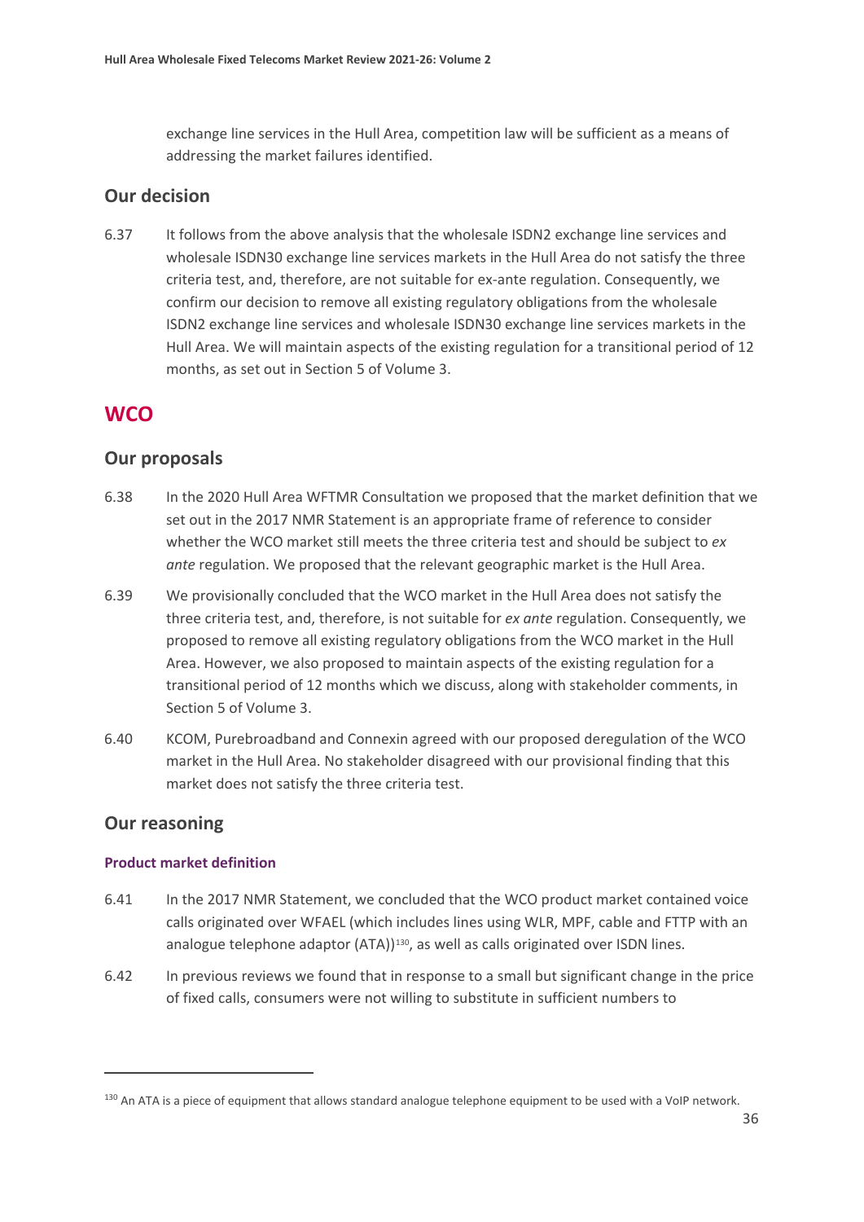exchange line services in the Hull Area, competition law will be sufficient as a means of addressing the market failures identified.

## Our decision

6.37 It follows from the above analysis that the wholesale ISDN2 exchange line services and wholesale ISDN30 exchange line services markets in the Hull Area do not satisfy the three criteria test, and, therefore, are not suitable for ex-ante regulation. Consequently, we confirm our decision to remove all existing regulatory obligations from the wholesale ISDN2 exchange line services and wholesale ISDN30 exchange line services markets in the Hull Area. We will maintain aspects of the existing regulation for a transitional period of 12 months, as set out in Section 5 of Volume 3.

# WCO

## Our proposals

6.38 In the 2020 Hull Area WFTMR Consultation we proposed that the market definition that we set out in the 2017 NMR Statement is an appropriate frame of reference to consider whether the WCO market still meets the three criteria test and should be subject to *ex ante* regulation. We proposed that the relevant geographic market is the Hull Area.

6.39 We provisionally concluded that the WCO market in the Hull Area does not satisfy the three criteria test, and, therefore, is not suitable for *ex ante* regulation. Consequently, we proposed to remove all existing regulatory obligations from the WCO market in the Hull Area. However, we also proposed to maintain aspects of the existing regulation for a transitional period of 12 months which we discuss, along with stakeholder comments, in Section 5 of Volume 3.

6.40 KCOM, Purebroadband and Connexin agreed with our proposed deregulation of the WCO market in the Hull Area. No stakeholder disagreed with our provisional finding that this market does not satisfy the three criteria test.

## Our reasoning

### Product market definition

6.41 In the 2017 NMR Statement, we concluded that the WCO product market contained voice calls originated over WFAEL (which includes lines using WLR, MPF, cable and FTTP with an analogue telephone adaptor (ATA))[130], as well as calls originated over ISDN lines.

6.42 In previous reviews we found that in response to a small but significant change in the price of fixed calls, consumers were not willing to substitute in sufficient numbers to

[130] An ATA is a piece of equipment that allows standard analogue telephone equipment to be used with a VoIP network.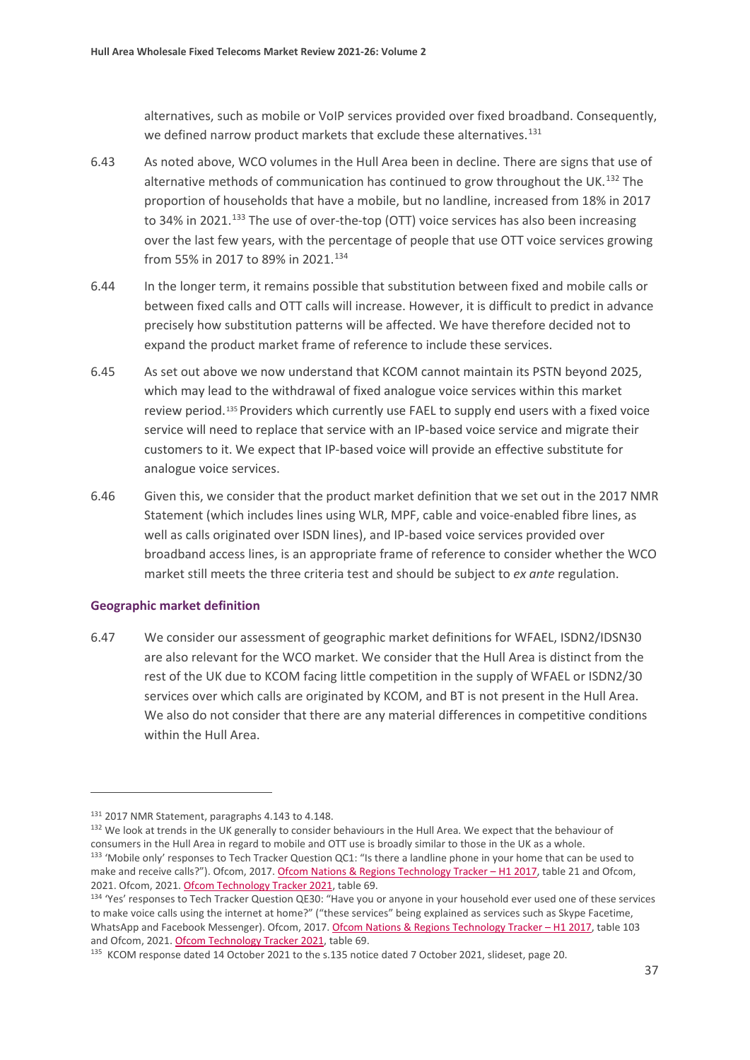alternatives, such as mobile or VoIP services provided over fixed broadband. Consequently, we defined narrow product markets that exclude these alternatives.[131]

6.43 As noted above, WCO volumes in the Hull Area been in decline. There are signs that use of alternative methods of communication has continued to grow throughout the UK.[132] The proportion of households that have a mobile, but no landline, increased from 18% in 2017 to 34% in 2021.[133] The use of over-the-top (OTT) voice services has also been increasing over the last few years, with the percentage of people that use OTT voice services growing from 55% in 2017 to 89% in 2021.[134]

6.44 In the longer term, it remains possible that substitution between fixed and mobile calls or between fixed calls and OTT calls will increase. However, it is difficult to predict in advance precisely how substitution patterns will be affected. We have therefore decided not to expand the product market frame of reference to include these services.

6.45 As set out above we now understand that KCOM cannot maintain its PSTN beyond 2025, which may lead to the withdrawal of fixed analogue voice services within this market review period.[135] Providers which currently use FAEL to supply end users with a fixed voice service will need to replace that service with an IP-based voice service and migrate their customers to it. We expect that IP-based voice will provide an effective substitute for analogue voice services.

6.46 Given this, we consider that the product market definition that we set out in the 2017 NMR Statement (which includes lines using WLR, MPF, cable and voice-enabled fibre lines, as well as calls originated over ISDN lines), and IP-based voice services provided over broadband access lines, is an appropriate frame of reference to consider whether the WCO market still meets the three criteria test and should be subject to *ex ante* regulation.

### Geographic market definition

6.47 We consider our assessment of geographic market definitions for WFAEL, ISDN2/IDSN30 are also relevant for the WCO market. We consider that the Hull Area is distinct from the rest of the UK due to KCOM facing little competition in the supply of WFAEL or ISDN2/30 services over which calls are originated by KCOM, and BT is not present in the Hull Area. We also do not consider that there are any material differences in competitive conditions within the Hull Area.

---

[131] 2017 NMR Statement, paragraphs 4.143 to 4.148.

[132] We look at trends in the UK generally to consider behaviours in the Hull Area. We expect that the behaviour of consumers in the Hull Area in regard to mobile and OTT use is broadly similar to those in the UK as a whole.

[133] 'Mobile only' responses to Tech Tracker Question QC1: "Is there a landline phone in your home that can be used to make and receive calls?"). Ofcom, 2017. Ofcom Nations & Regions Technology Tracker – H1 2017, table 21 and Ofcom, 2021. Ofcom, 2021. Ofcom Technology Tracker 2021, table 69.

[134] 'Yes' responses to Tech Tracker Question QE30: "Have you or anyone in your household ever used one of these services to make voice calls using the internet at home?" ("these services" being explained as services such as Skype Facetime, WhatsApp and Facebook Messenger). Ofcom, 2017. Ofcom Nations & Regions Technology Tracker – H1 2017, table 103 and Ofcom, 2021. Ofcom Technology Tracker 2021, table 69.

[135] KCOM response dated 14 October 2021 to the s.135 notice dated 7 October 2021, slideset, page 20.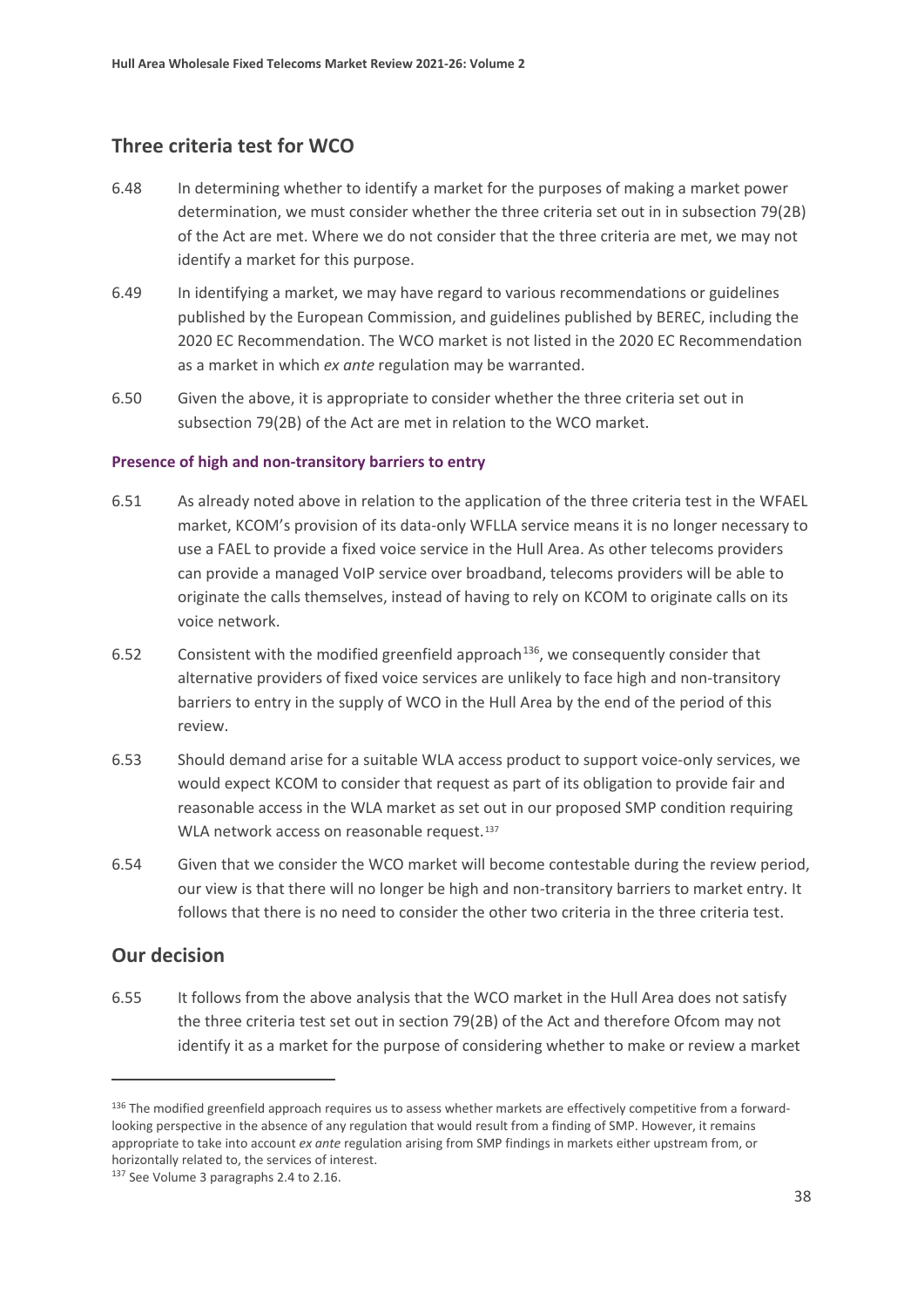## Three criteria test for WCO

6.48 In determining whether to identify a market for the purposes of making a market power determination, we must consider whether the three criteria set out in in subsection 79(2B) of the Act are met. Where we do not consider that the three criteria are met, we may not identify a market for this purpose.

6.49 In identifying a market, we may have regard to various recommendations or guidelines published by the European Commission, and guidelines published by BEREC, including the 2020 EC Recommendation. The WCO market is not listed in the 2020 EC Recommendation as a market in which *ex ante* regulation may be warranted.

6.50 Given the above, it is appropriate to consider whether the three criteria set out in subsection 79(2B) of the Act are met in relation to the WCO market.

#### Presence of high and non-transitory barriers to entry

6.51 As already noted above in relation to the application of the three criteria test in the WFAEL market, KCOM's provision of its data-only WFLLA service means it is no longer necessary to use a FAEL to provide a fixed voice service in the Hull Area. As other telecoms providers can provide a managed VoIP service over broadband, telecoms providers will be able to originate the calls themselves, instead of having to rely on KCOM to originate calls on its voice network.

6.52 Consistent with the modified greenfield approach[136], we consequently consider that alternative providers of fixed voice services are unlikely to face high and non-transitory barriers to entry in the supply of WCO in the Hull Area by the end of the period of this review.

6.53 Should demand arise for a suitable WLA access product to support voice-only services, we would expect KCOM to consider that request as part of its obligation to provide fair and reasonable access in the WLA market as set out in our proposed SMP condition requiring WLA network access on reasonable request.[137]

6.54 Given that we consider the WCO market will become contestable during the review period, our view is that there will no longer be high and non-transitory barriers to market entry. It follows that there is no need to consider the other two criteria in the three criteria test.

## Our decision

6.55 It follows from the above analysis that the WCO market in the Hull Area does not satisfy the three criteria test set out in section 79(2B) of the Act and therefore Ofcom may not identify it as a market for the purpose of considering whether to make or review a market

---

[136] The modified greenfield approach requires us to assess whether markets are effectively competitive from a forward-looking perspective in the absence of any regulation that would result from a finding of SMP. However, it remains appropriate to take into account *ex ante* regulation arising from SMP findings in markets either upstream from, or horizontally related to, the services of interest.

[137] See Volume 3 paragraphs 2.4 to 2.16.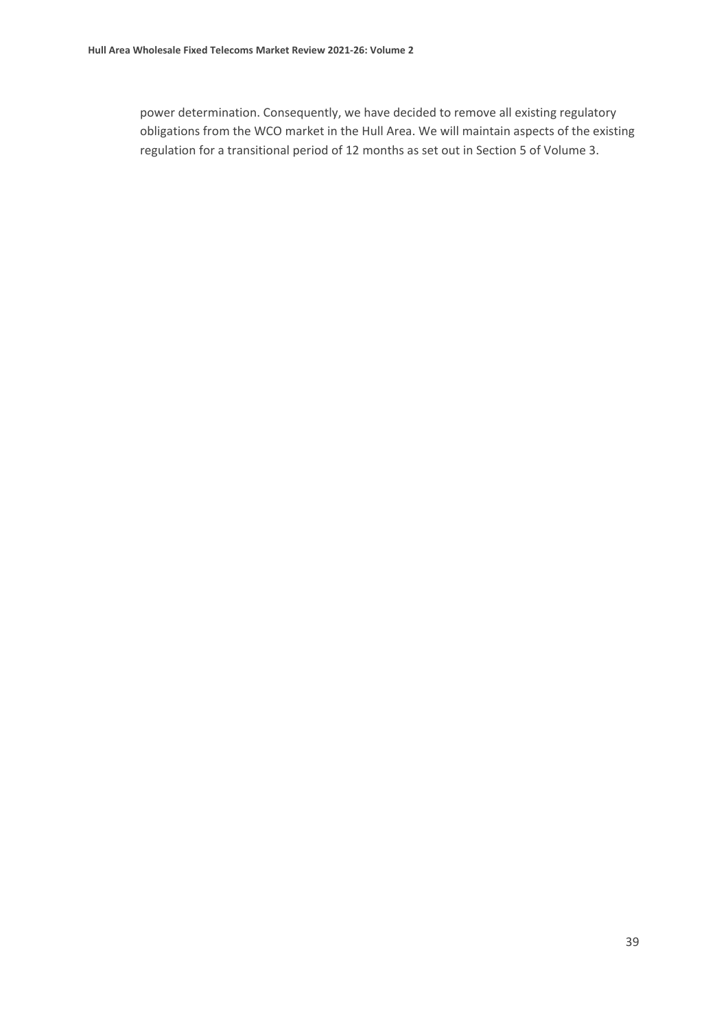power determination. Consequently, we have decided to remove all existing regulatory obligations from the WCO market in the Hull Area. We will maintain aspects of the existing regulation for a transitional period of 12 months as set out in Section 5 of Volume 3.